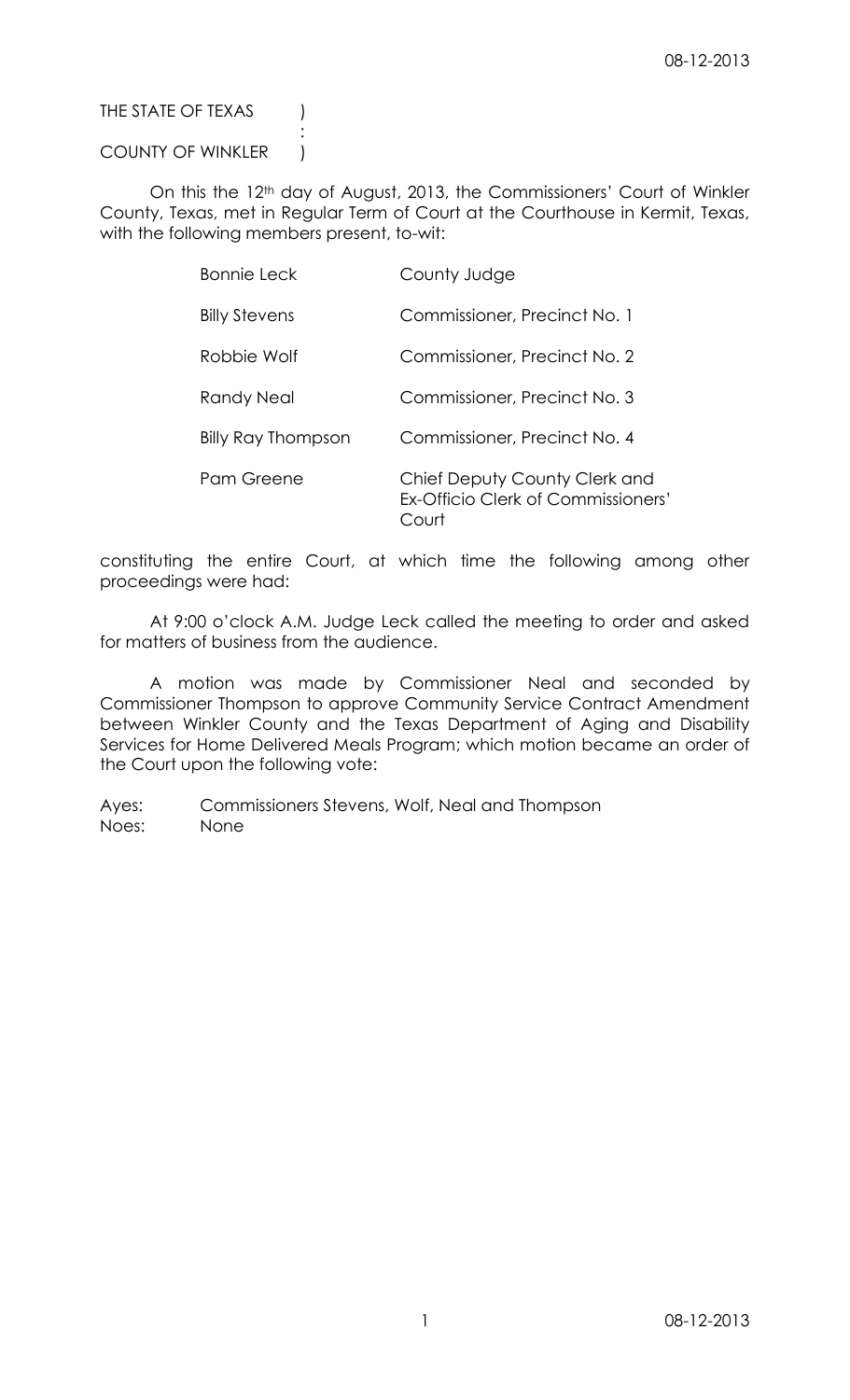THE STATE OF TEXAS )
:
COUNTY OF WINKLER )

On this the 12th day of August, 2013, the Commissioners' Court of Winkler County, Texas, met in Regular Term of Court at the Courthouse in Kermit, Texas, with the following members present, to-wit:

| | |
|---|---|
| Bonnie Leck | County Judge |
| Billy Stevens | Commissioner, Precinct No. 1 |
| Robbie Wolf | Commissioner, Precinct No. 2 |
| Randy Neal | Commissioner, Precinct No. 3 |
| Billy Ray Thompson | Commissioner, Precinct No. 4 |
| Pam Greene | Chief Deputy County Clerk and Ex-Officio Clerk of Commissioners' Court |

constituting the entire Court, at which time the following among other proceedings were had:

At 9:00 o'clock A.M. Judge Leck called the meeting to order and asked for matters of business from the audience.

A motion was made by Commissioner Neal and seconded by Commissioner Thompson to approve Community Service Contract Amendment between Winkler County and the Texas Department of Aging and Disability Services for Home Delivered Meals Program; which motion became an order of the Court upon the following vote:

Ayes: Commissioners Stevens, Wolf, Neal and Thompson
Noes: None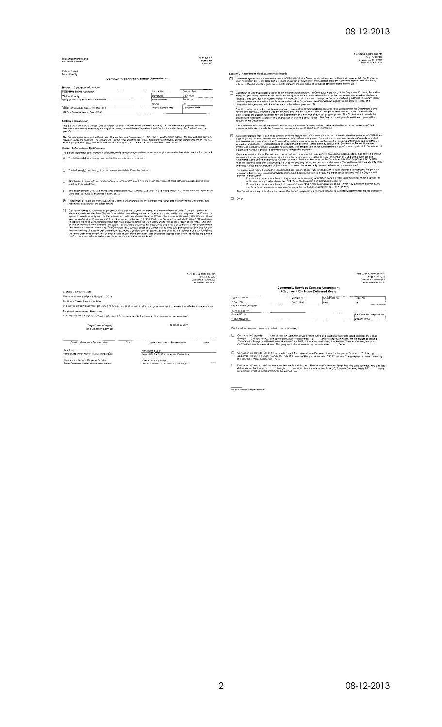Texas Department of Aging and Disability Services

Form 3264-A HDM T-XX June 2011

State of Texas
Travis County

## Community Services Contract Amendment

### Section 1. Contractor Information

| Legal Name of Entity (Contractor) | Contract No. | Contract Type |
|---|---|---|
| Walker County | 001012893 | CBA HDM |
| Doing Business As (d/b/a) Name, if applicable | Amendment No. | Region No. |
| | 05-30 | 05 |
| Address of Contractor (street, city, state, ZIP) | Waiver Contract Area | Component Code |
| 418 East Campbell, Marfa, Texas 79745 | | |

### Section 2. Introduction

This amendment to the contract number referenced above (the "contract") is entered into by the Department of Aging and Disability Services (Department) and the legal entity (Contractor) named above (Department and Contractor, collectively, the "parties," each, a "party").

The Department represents the Health and Human Services Commission (HHSC), the Texas Medicaid agency, for any Medicaid services provided under the contract. The Department, as the representative for HHSC, administers community services programs under Title XIX, including Section 1915(c), Title XX of the Social Security Act, and Title 2, Texas Human Resources Code.

### Section 3. Amendment Modifications

The parties agree that each marked provision below is hereby added to the contract as though it was set out word for word in the contract.

☐ The following ☐ counties ☐ local authorities are added to the contract:

☐ The following ☐ counties ☐ local authorities are deleted from the contract:

☐ Attachment A (relating to covered counties) is incorporated into the contract and represents the full listing of counties served as a result of this amendment.

☐ The attached Form 3697-A, *Service Area Designation HCS, TxHmL, CDS and TAS,* is incorporated into the contract and replaces the Contractor's previously submitted Form 3697-A.

☒ Attachment B (relating to Home Delivered Meals) is incorporated into the contract and represents the new Home Delivered Meals provisions as a result of this amendment.

☐ Contractor agrees to screen its employees and contractors to determine whether they have been excluded from participation in Medicare, Medicaid, the State Children's Health Insurance Program and all federal and state health care programs. The Contractor agrees to search monthly the U.S. Department of Health and Human Services Office of the Inspector General (HHS-OIG) and Health and Human Services Commission Office of the Inspector General (HHSC-OIG) List of Excluded Individuals/Entities (LEIE) websites to capture exclusions and reinstatements that have occurred since the last search and to immediately report to the HHSC-OIG any exclusion information the contractor discovers. Excluded employees ... the Medicaid payment itself is made to another provider, practitioner or supplier that is not excluded.

### Section 3. Amendment Modifications (continued)

☐ Contractor agrees that in accordance with 42 CFR §455.23, the Department shall suspend all Medicaid payments to the Contractor upon notification by HHSC-OIG that a credible allegation of fraud under the Medicaid program is pending against the Contractor, unless the Department has good cause not to suspend the payments or to suspend the payments only in part.

☐ Contractor agrees that except as provided in the paragraphs below, the Contractor must not use the Department's name, the state of Texas or refer to the Department or the state directly or indirectly in any media release, public announcement or public disclosure relating to the contract or its subject matter, including, but not limited to, in any promotional or marketing materials, customer lists or business presentations (other than those submitted to the Department) ... government agency or unit of another state or the federal government.

The Contractor may publish, at its sole expense, results of Contractor's performance under this contract with the Department's prior review and approval, which the Department may exercise at its sole discretion. Any publication (written, visual, or sound) will acknowledge the support received from the Department and any federal agency, as appropriate. The Contractor will provide the Department at least three copies of such publication prior to public release. The Contractor will provide additional copies at the request of the Department.

The Contractor may include information concerning this contract's terms, subject matter, and estimated value in any report to a governmental body to which the Contractor is required by law to report such information.

☒ Contractor agrees that as part of its contract with the Department, Contractor may receive or create sensitive personal information, as section 521.002 of the Business and Commerce Code defines that phrase. Contractor must use appropriate safeguards to protect this sensitive personal information. These safeguards must include maintaining the sensitive personal information in a form that is unusable, unreadable, or indecipherable to unauthorized persons. Contractor may consult the "Guidance to Render Unsecured Protected Health Information Unusable, Unreadable, or Indecipherable to Unauthorized Individuals" issued by the U.S. Department of Health and Human Services to determine ways to meet this standard.

Contractor must notify the Department of any confirmed or suspected unauthorized acquisition, access, use or disclosure of sensitive personal information related to this contract, including any breach of system security, as section 521.053 of the Business and Commerce Code defines that phrase. Contractor must submit a written report to the Department as soon as possible but no later than 10 business days after discovering the unauthorized acquisition, access, use or disclosure. The written report must identify each individual whose sensitive personal information has been or is reasonably believed to have been compromised.

Contractor must either disclose the unauthorized acquisition, access, use or disclosure to each individual whose sensitive personal information has been or is reasonably believed to have been compromised or pay the expenses associated with the Department doing the disclosure, if:

1. Contractor experiences a breach of system security involving information owned by the Department for which disclosure or notification is required under section 521.053 of the Business and Commerce Code; or
2. Contractor experiences a breach of unsecured protected health information, as 45 CFR §164.402 defines that phrase, and the Department becomes responsible for doing the notification required by 45 CFR §164.404.

The Department may, at its discretion, waive Contractor's payment of expenses associated with the Department doing the disclosure.

☐ Other:

Form 3264-A, HDM Title XIX
Page 3 / 06-2013
Contract No. 001012893
Amendment No. 05-30

### Section 4. Effective Date

This amendment is effective October 1, 2013.

### Section 5. Terms Remain in Effect

The parties agree that all other provisions of the contract shall remain in effect and govern except to the extent modified by this amendment.

### Section 6. Amendment Execution

The Department and Contractor have each caused this amendment to be signed by their respective representative.

| Department of Aging and Disability Services | | Walker County | |
|---|---|---|---|
| Signature—Department Representative | Date | Signature—Contractor Representative | Date |
| Ray Rioz | | Hon. Danny Pierce | |
| Name of Department Representative (Print or type) | | Name of Contractor Representative (Print or type) | |
| Community Services Regional Director | | Walker County Judge | |
| Title of Department Representative (Print or type) | | Title of Contractor Representative (Print or type) | |

Form 3264-A, HDM Title XIX
Page 4 / 06-2013
Contract No. 001012893
Amendment No. 05-30

## Community Services Contract Amendment
### Attachment B – Home Delivered Meals

| Type of Contract | Contract No. | Amendment No. | Region No. |
|---|---|---|---|
| CBA HDM | 001012893 | 05-30 | 05 |
| Legal Name of Contractor | | | |
| Walker County | | | |
| Contact Person | | | Area Code and Telephone No. |
| Robin Rawlins | | | 432/590-0031 |

Each marked provision below is included in this attachment.

☐ Contractor will provide ___ units of Title XX Community Care for the Aged and Disabled Home Delivered Meals for the period ___ through ___ (budget period). The approved budget for each meal is $___ and the approved units eligible for the budget period is $___. The approved budget is reflected in the attached Form 3009, Home and Community-based Purchase of Services Contract, which is incorporated into this amendment. The geographical area covered by the contract is ___, Texas.

☒ Contractor will provide Title XIX Community Based Alternatives/Home Delivered Meals for the period October 1, 2013 through September 30, 2015 (budget period). The Title XIX meals will be paid at the rate of $5.17 per unit. The geographical area covered by the contract is Walker and Marfa, Texas.

☐ Contractor will serve or deliver meals in other alternatives (frozen, chilled or shelf stable) on fewer than five days per week. The alternate delivery terms for the period ___ through ___ are described in the attached Form 2027, *Home Delivered Meals FFY ___ Waiver Description,* which is incorporated into this amendment.

Initials—Contractor Representative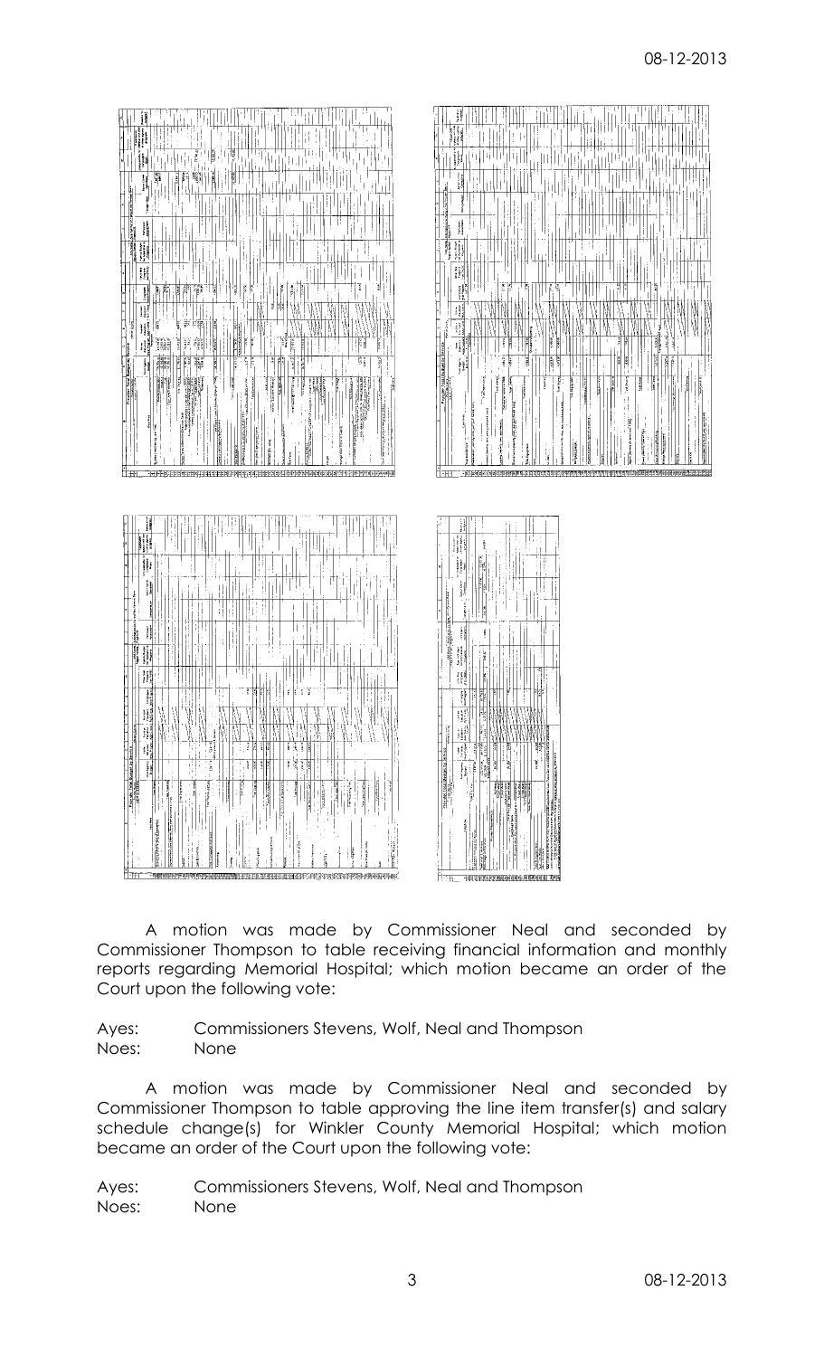A motion was made by Commissioner Neal and seconded by Commissioner Thompson to table receiving financial information and monthly reports regarding Memorial Hospital; which motion became an order of the Court upon the following vote:

Ayes: Commissioners Stevens, Wolf, Neal and Thompson
Noes: None

A motion was made by Commissioner Neal and seconded by Commissioner Thompson to table approving the line item transfer(s) and salary schedule change(s) for Winkler County Memorial Hospital; which motion became an order of the Court upon the following vote:

Ayes: Commissioners Stevens, Wolf, Neal and Thompson
Noes: None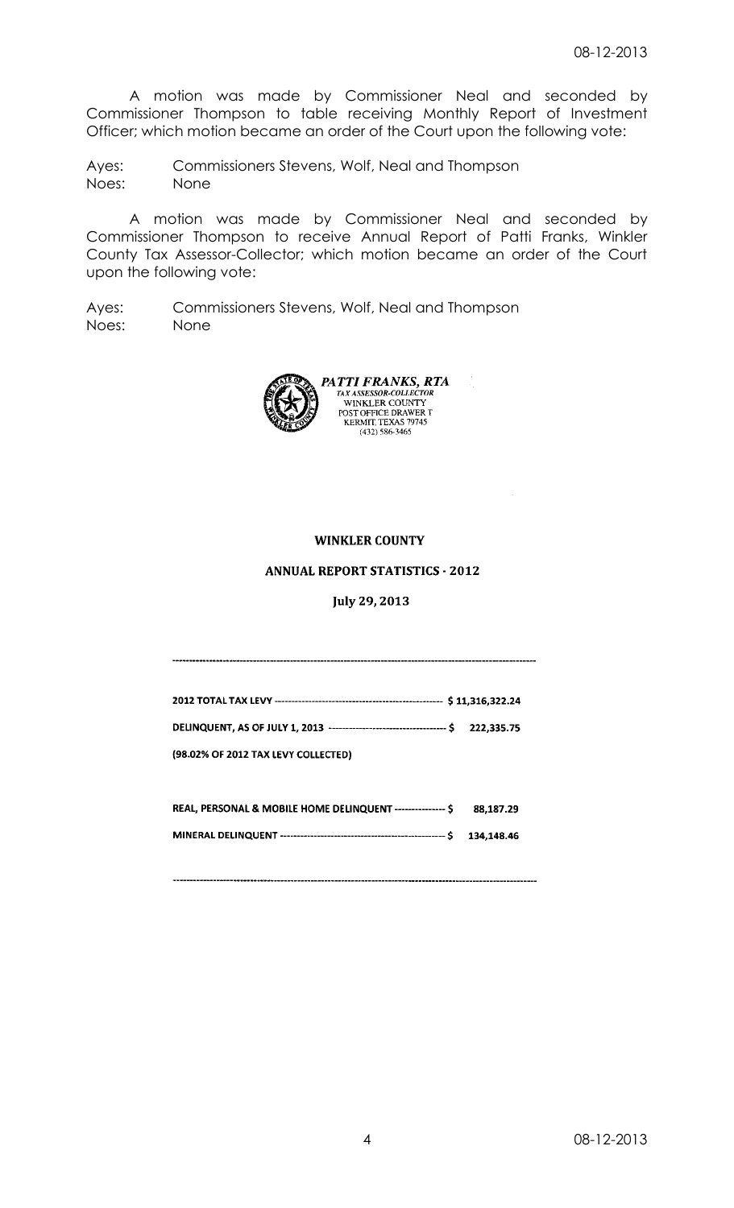A motion was made by Commissioner Neal and seconded by Commissioner Thompson to table receiving Monthly Report of Investment Officer; which motion became an order of the Court upon the following vote:

Ayes: Commissioners Stevens, Wolf, Neal and Thompson
Noes: None

A motion was made by Commissioner Neal and seconded by Commissioner Thompson to receive Annual Report of Patti Franks, Winkler County Tax Assessor-Collector; which motion became an order of the Court upon the following vote:

Ayes: Commissioners Stevens, Wolf, Neal and Thompson
Noes: None

***PATTI FRANKS, RTA***
*TAX ASSESSOR-COLLECTOR*
WINKLER COUNTY
POST OFFICE DRAWER T
KERMIT, TEXAS 79745
(432) 586-3465

**WINKLER COUNTY**

**ANNUAL REPORT STATISTICS - 2012**

**July 29, 2013**

---

**2012 TOTAL TAX LEVY** -------------------------------------------------- **$ 11,316,322.24**

**DELINQUENT, AS OF JULY 1, 2013** ---------------------------------- **$ 222,335.75**

**(98.02% OF 2012 TAX LEVY COLLECTED)**

**REAL, PERSONAL & MOBILE HOME DELINQUENT** --------------- **$ 88,187.29**

**MINERAL DELINQUENT** ------------------------------------------------ **$ 134,148.46**

---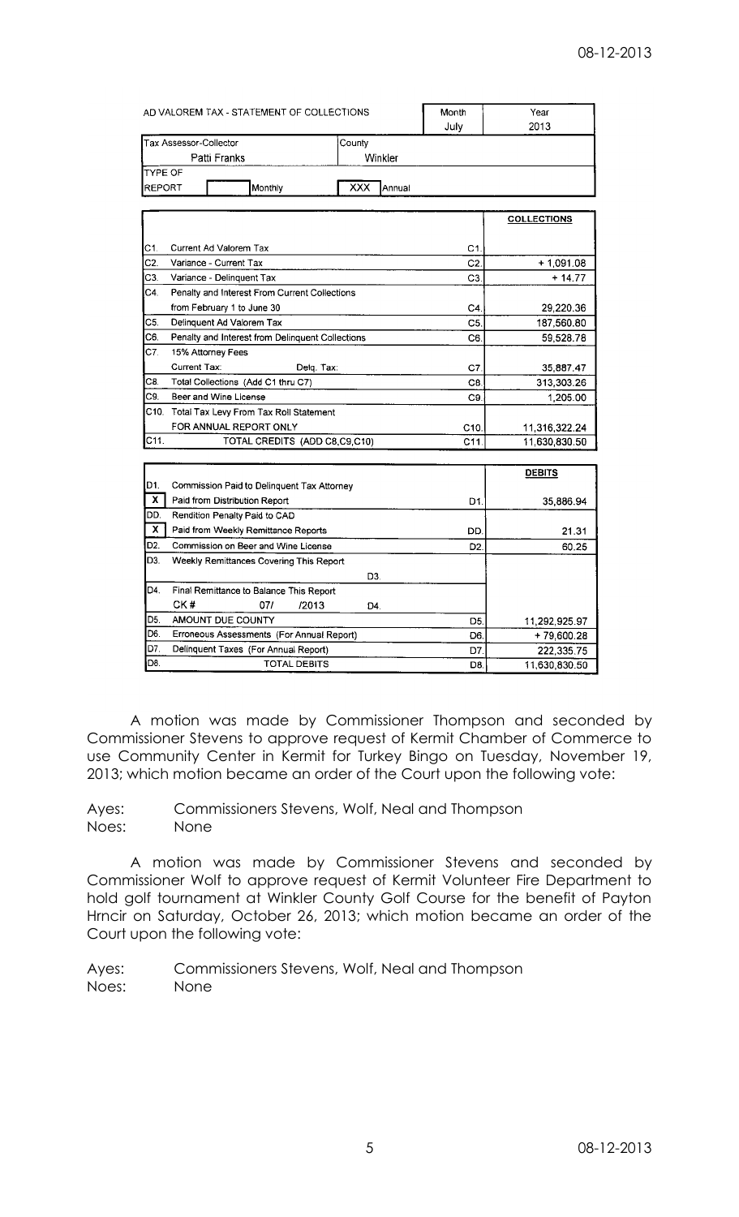| AD VALOREM TAX - STATEMENT OF COLLECTIONS | | Month | Year |
|---|---|---|---|
| | | July | 2013 |
| Tax Assessor-Collector: Patti Franks | County: Winkler | | |
| TYPE OF REPORT: [ ] Monthly | XXX Annual | | |

| | | | COLLECTIONS |
|---|---|---|---|
| C1. | Current Ad Valorem Tax | C1. | |
| C2. | Variance - Current Tax | C2. | + 1,091.08 |
| C3. | Variance - Delinquent Tax | C3. | + 14.77 |
| C4. | Penalty and Interest From Current Collections from February 1 to June 30 | C4. | 29,220.36 |
| C5. | Delinquent Ad Valorem Tax | C5. | 187,560.80 |
| C6. | Penalty and Interest from Delinquent Collections | C6. | 59,528.78 |
| C7. | 15% Attorney Fees Current Tax: Delq. Tax: | C7. | 35,887.47 |
| C8. | Total Collections (Add C1 thru C7) | C8. | 313,303.26 |
| C9. | Beer and Wine License | C9. | 1,205.00 |
| C10. | Total Tax Levy From Tax Roll Statement FOR ANNUAL REPORT ONLY | C10. | 11,316,322.24 |
| C11. | TOTAL CREDITS (ADD C8,C9,C10) | C11. | 11,630,830.50 |

| | | | DEBITS |
|---|---|---|---|
| D1. | Commission Paid to Delinquent Tax Attorney | | |
| X | Paid from Distribution Report | D1. | 35,886.94 |
| DD. | Rendition Penalty Paid to CAD | | |
| X | Paid from Weekly Remittance Reports | DD. | 21.31 |
| D2. | Commission on Beer and Wine License | D2. | 60.25 |
| D3. | Weekly Remittances Covering This Report | D3. | |
| D4. | Final Remittance to Balance This Report CK # 07/ /2013 | D4. | |
| D5. | AMOUNT DUE COUNTY | D5. | 11,292,925.97 |
| D6. | Erroneous Assessments (For Annual Report) | D6. | + 79,600.28 |
| D7. | Delinquent Taxes (For Annual Report) | D7. | 222,335.75 |
| D8. | TOTAL DEBITS | D8. | 11,630,830.50 |

A motion was made by Commissioner Thompson and seconded by Commissioner Stevens to approve request of Kermit Chamber of Commerce to use Community Center in Kermit for Turkey Bingo on Tuesday, November 19, 2013; which motion became an order of the Court upon the following vote:

Ayes: Commissioners Stevens, Wolf, Neal and Thompson
Noes: None

A motion was made by Commissioner Stevens and seconded by Commissioner Wolf to approve request of Kermit Volunteer Fire Department to hold golf tournament at Winkler County Golf Course for the benefit of Payton Hrncir on Saturday, October 26, 2013; which motion became an order of the Court upon the following vote:

Ayes: Commissioners Stevens, Wolf, Neal and Thompson
Noes: None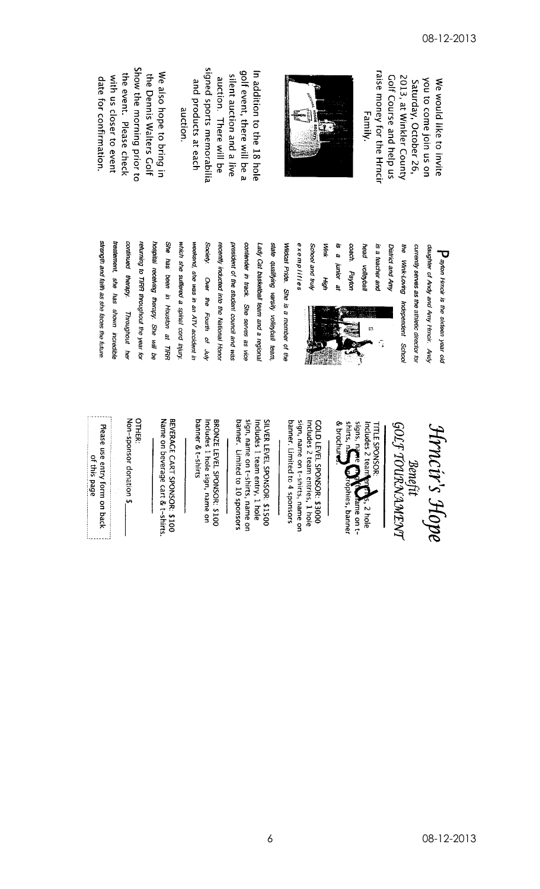We would like to invite you to come join us on Saturday, October 26, 2013, at Winkler County Golf Course and help us raise money for the Hrncir Family.

In addition to the 18 hole golf event, there will be a silent auction and a live auction. There will be signed sports memorabilia and products at each auction.

We also hope to bring in the Dennis Walters Golf Show the morning prior to the event. Please check with us closer to event date for confirmation.

Payton Hrncir is the sixteen year old daughter of Andy and Amy Hrncir. Andy currently serves as the athletic director for the Wink-Loving Independent School District and Amy is a teacher and head volleyball coach. Payton is a junior at Wink High School and truly exemplifies Wildcat Pride. She is a member of the state qualifying varsity volleyball team, Lady Cat basketball team and a regional contender in track. She serves as vice president of the student council and was recently inducted into the National Honor Society. Over the Fourth of July weekend, she was in an ATV accident in which she suffered a spinal cord injury. She has been in Houston at TIRR hospital receiving therapy. She will be returning to TIRR throughout the year for continued therapy. Throughout her treatement, she has shown incredible strength and faith as she faces the future.

# Hrncir's Hope

## Benefit GOLF TOURNAMENT

TITLE SPONSOR:
Includes 2 team entries, 2 hole signs, name on trophies, name on t-shirts, name on banner & brochure. **Sold**

GOLD LEVEL SPONSOR: $3000
Includes 2 team entries, 1 hole sign, name on t-shirts, name on banner. Limited to 4 sponsors

SILVER LEVEL SPONSOR: $1500
Includes 1 team entry, 1 hole sign, name on t-shirts, name on banner. Limited to 10 sponsors

BRONZE LEVEL SPONSOR: $100
Includes 1 hole sign, name on banner & t-shirts

BEVERAGE CART SPONSOR: $100
Name on beverage cart & t-shirts.

OTHER:
Non-sponsor donation $\_\_\_\_\_

Please use entry form on back of this page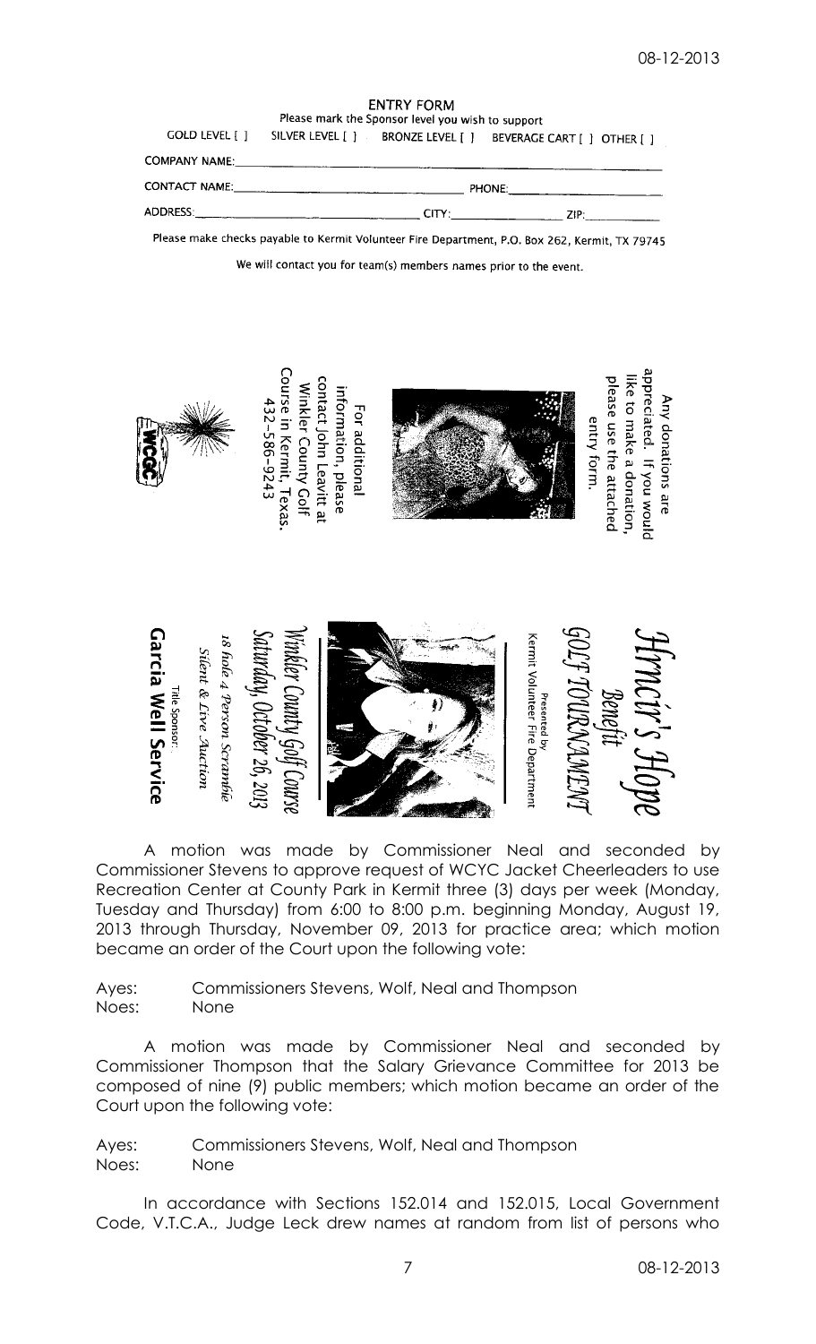ENTRY FORM

Please mark the Sponsor level you wish to support

GOLD LEVEL [ ]   SILVER LEVEL [ ]   BRONZE LEVEL [ ]   BEVERAGE CART [ ]   OTHER [ ]

COMPANY NAME:\_\_\_\_\_\_\_\_\_\_\_\_\_\_\_\_\_\_\_\_\_\_\_\_\_\_\_\_\_\_\_\_\_\_\_\_

CONTACT NAME:\_\_\_\_\_\_\_\_\_\_\_\_\_\_\_\_\_\_\_\_\_\_\_\_ PHONE:\_\_\_\_\_\_\_\_\_\_\_\_\_\_\_\_

ADDRESS:\_\_\_\_\_\_\_\_\_\_\_\_\_\_\_\_\_\_\_\_\_\_\_\_ CITY:\_\_\_\_\_\_\_\_\_\_\_\_ ZIP:\_\_\_\_\_\_\_\_

Please make checks payable to Kermit Volunteer Fire Department, P.O. Box 262, Kermit, TX 79745

We will contact you for team(s) members names prior to the event.

Any donations are appreciated. If you would like to make a donation, please use the attached entry form.

For additional information, please contact John Leavitt at Winkler County Golf Course in Kermit, Texas. 432-586-9243

WCGC

*Hrmcir's Hope*

*Benefit*

*GOLF TOURNAMENT*

Presented by

Kermit Volunteer Fire Department

*Winkler County Golf Course*

*Saturday, October 26, 2013*

*18 hole 4 Person Scramble*

*Silent & Live Auction*

Title Sponsor:

**Garcia Well Service**

A motion was made by Commissioner Neal and seconded by Commissioner Stevens to approve request of WCYC Jacket Cheerleaders to use Recreation Center at County Park in Kermit three (3) days per week (Monday, Tuesday and Thursday) from 6:00 to 8:00 p.m. beginning Monday, August 19, 2013 through Thursday, November 09, 2013 for practice area; which motion became an order of the Court upon the following vote:

Ayes: Commissioners Stevens, Wolf, Neal and Thompson
Noes: None

A motion was made by Commissioner Neal and seconded by Commissioner Thompson that the Salary Grievance Committee for 2013 be composed of nine (9) public members; which motion became an order of the Court upon the following vote:

Ayes: Commissioners Stevens, Wolf, Neal and Thompson
Noes: None

In accordance with Sections 152.014 and 152.015, Local Government Code, V.T.C.A., Judge Leck drew names at random from list of persons who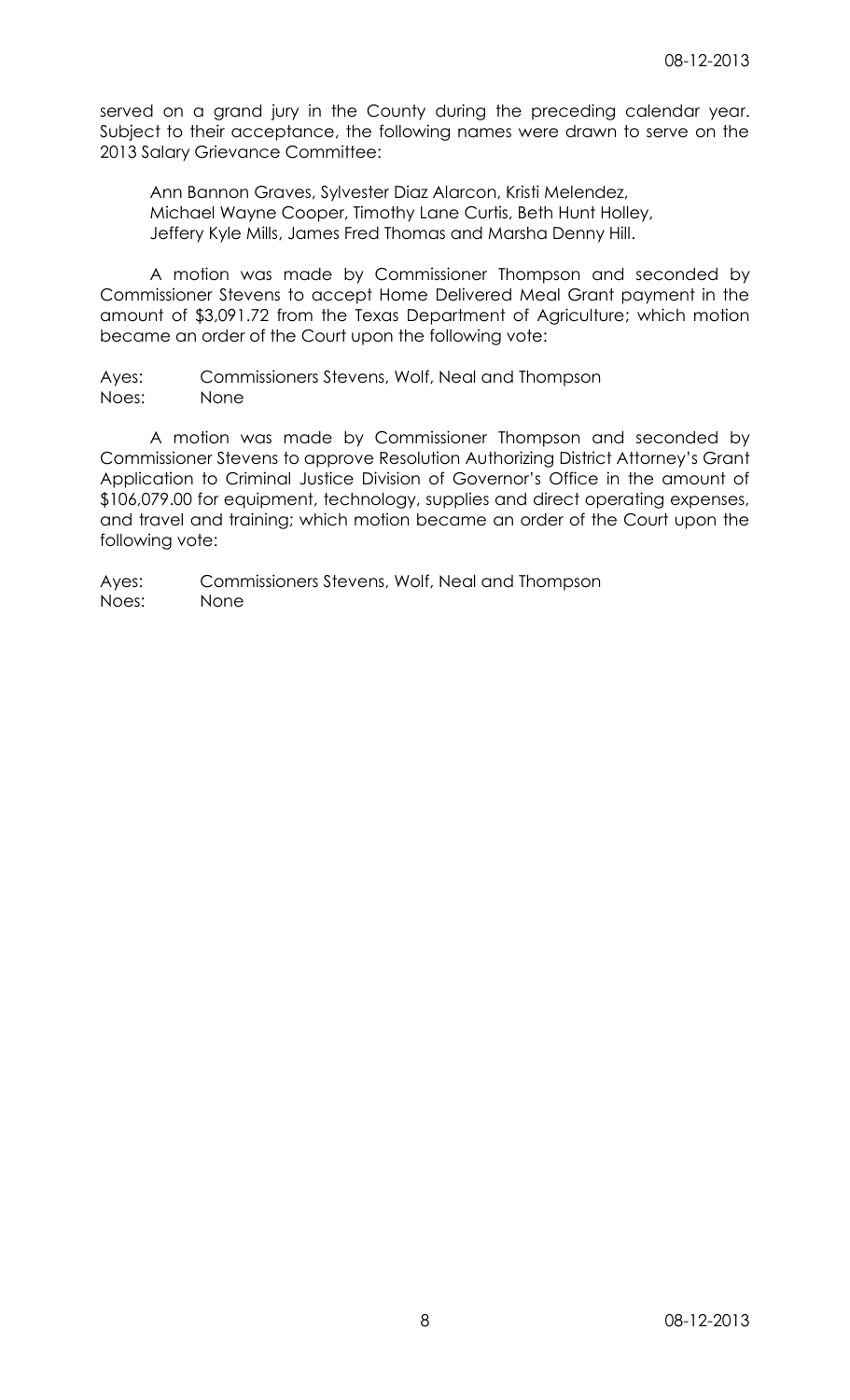served on a grand jury in the County during the preceding calendar year. Subject to their acceptance, the following names were drawn to serve on the 2013 Salary Grievance Committee:

Ann Bannon Graves, Sylvester Diaz Alarcon, Kristi Melendez, Michael Wayne Cooper, Timothy Lane Curtis, Beth Hunt Holley, Jeffery Kyle Mills, James Fred Thomas and Marsha Denny Hill.

A motion was made by Commissioner Thompson and seconded by Commissioner Stevens to accept Home Delivered Meal Grant payment in the amount of $3,091.72 from the Texas Department of Agriculture; which motion became an order of the Court upon the following vote:

Ayes: Commissioners Stevens, Wolf, Neal and Thompson
Noes: None

A motion was made by Commissioner Thompson and seconded by Commissioner Stevens to approve Resolution Authorizing District Attorney's Grant Application to Criminal Justice Division of Governor's Office in the amount of $106,079.00 for equipment, technology, supplies and direct operating expenses, and travel and training; which motion became an order of the Court upon the following vote:

Ayes: Commissioners Stevens, Wolf, Neal and Thompson
Noes: None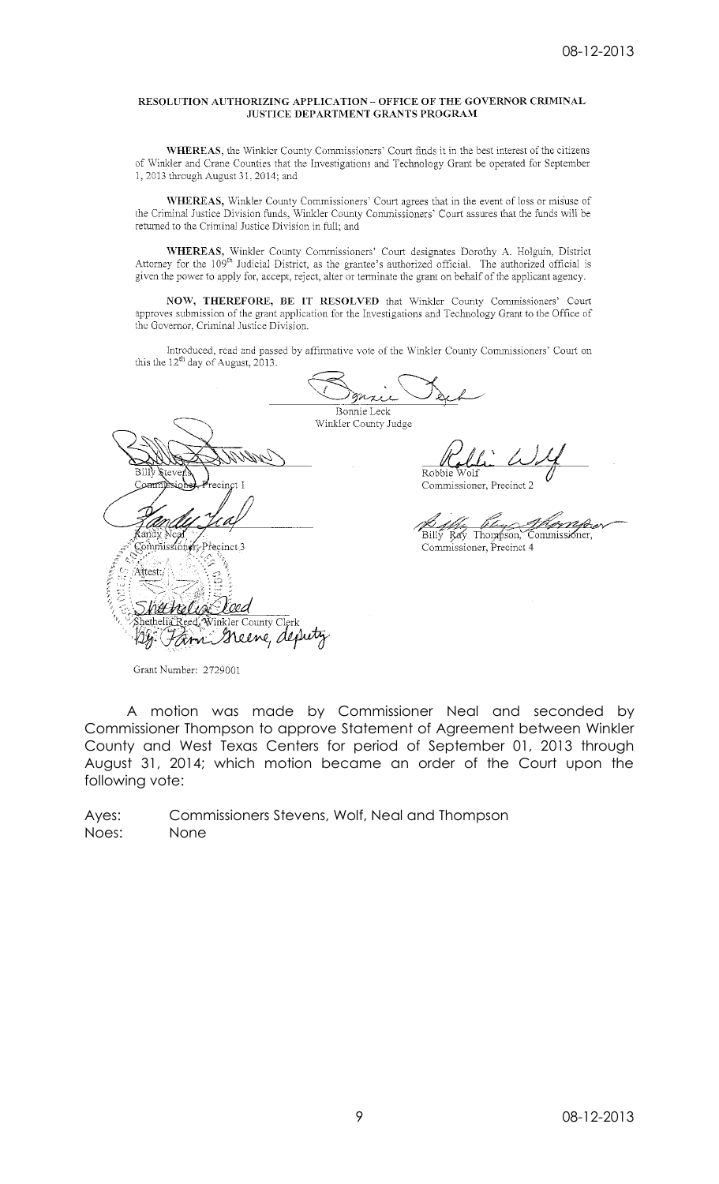**RESOLUTION AUTHORIZING APPLICATION – OFFICE OF THE GOVERNOR CRIMINAL JUSTICE DEPARTMENT GRANTS PROGRAM**

**WHEREAS,** the Winkler County Commissioners' Court finds it in the best interest of the citizens of Winkler and Crane Counties that the Investigations and Technology Grant be operated for September 1, 2013 through August 31, 2014; and

**WHEREAS,** Winkler County Commissioners' Court agrees that in the event of loss or misuse of the Criminal Justice Division funds, Winkler County Commissioners' Court assures that the funds will be returned to the Criminal Justice Division in full; and

**WHEREAS,** Winkler County Commissioners' Court designates Dorothy A. Holguin, District Attorney for the 109th Judicial District, as the grantee's authorized official. The authorized official is given the power to apply for, accept, reject, alter or terminate the grant on behalf of the applicant agency.

**NOW, THEREFORE, BE IT RESOLVED** that Winkler County Commissioners' Court approves submission of the grant application for the Investigations and Technology Grant to the Office of the Governor, Criminal Justice Division.

Introduced, read and passed by affirmative vote of the Winkler County Commissioners' Court on this the 12th day of August, 2013.

Bonnie Leck
Winkler County Judge

Billy Stevens
Commissioner, Precinct 1

Robbie Wolf
Commissioner, Precinct 2

Randy Neal
Commissioner, Precinct 3

Billy Ray Thompson, Commissioner,
Commissioner, Precinct 4

Attest:

Shethelia Reed, Winkler County Clerk
By: Pam Greene, deputy

Grant Number: 2729001

A motion was made by Commissioner Neal and seconded by Commissioner Thompson to approve Statement of Agreement between Winkler County and West Texas Centers for period of September 01, 2013 through August 31, 2014; which motion became an order of the Court upon the following vote:

Ayes: Commissioners Stevens, Wolf, Neal and Thompson
Noes: None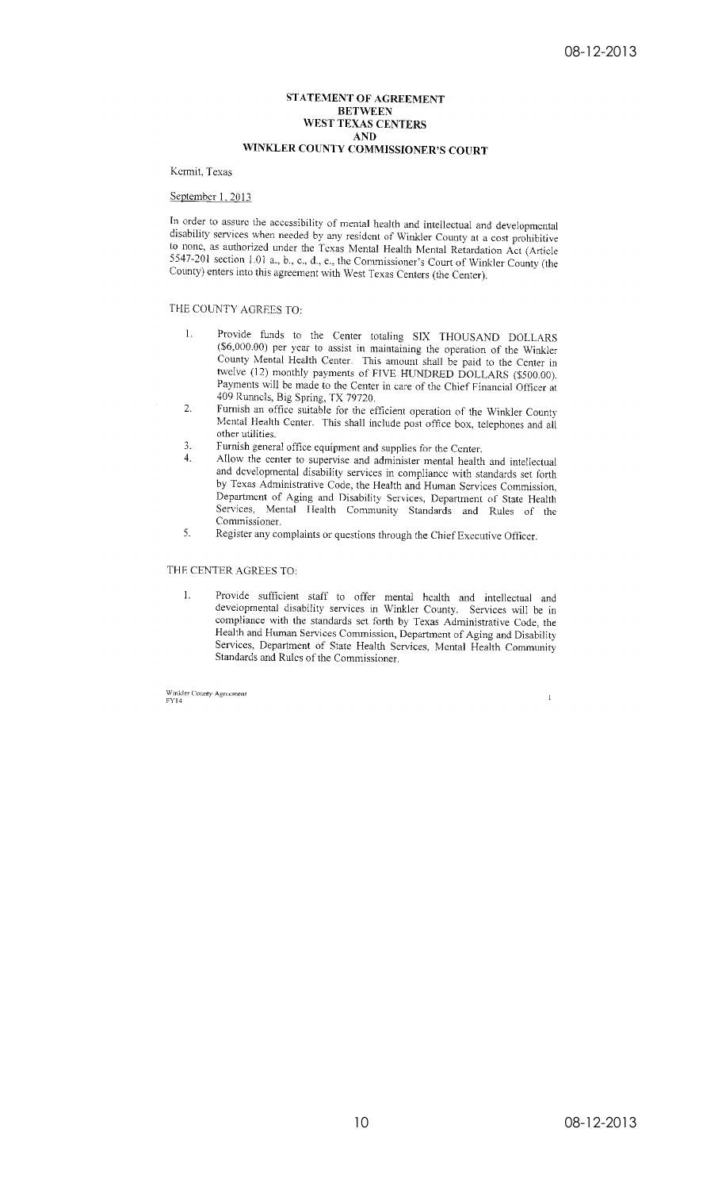# STATEMENT OF AGREEMENT BETWEEN WEST TEXAS CENTERS AND WINKLER COUNTY COMMISSIONER'S COURT

Kermit, Texas

September 1, 2013

In order to assure the accessibility of mental health and intellectual and developmental disability services when needed by any resident of Winkler County at a cost prohibitive to none, as authorized under the Texas Mental Health Mental Retardation Act (Article 5547-201 section 1.01 a., b., c., d., e., the Commissioner's Court of Winkler County (the County) enters into this agreement with West Texas Centers (the Center).

THE COUNTY AGREES TO:

1. Provide funds to the Center totaling SIX THOUSAND DOLLARS ($6,000.00) per year to assist in maintaining the operation of the Winkler County Mental Health Center. This amount shall be paid to the Center in twelve (12) monthly payments of FIVE HUNDRED DOLLARS ($500.00). Payments will be made to the Center in care of the Chief Financial Officer at 409 Runnels, Big Spring, TX 79720.
2. Furnish an office suitable for the efficient operation of the Winkler County Mental Health Center. This shall include post office box, telephones and all other utilities.
3. Furnish general office equipment and supplies for the Center.
4. Allow the center to supervise and administer mental health and intellectual and developmental disability services in compliance with standards set forth by Texas Administrative Code, the Health and Human Services Commission, Department of Aging and Disability Services, Department of State Health Services, Mental Health Community Standards and Rules of the Commissioner.
5. Register any complaints or questions through the Chief Executive Officer.

THE CENTER AGREES TO:

1. Provide sufficient staff to offer mental health and intellectual and developmental disability services in Winkler County. Services will be in compliance with the standards set forth by Texas Administrative Code, the Health and Human Services Commission, Department of Aging and Disability Services, Department of State Health Services, Mental Health Community Standards and Rules of the Commissioner.

Winkler County Agreement
FY14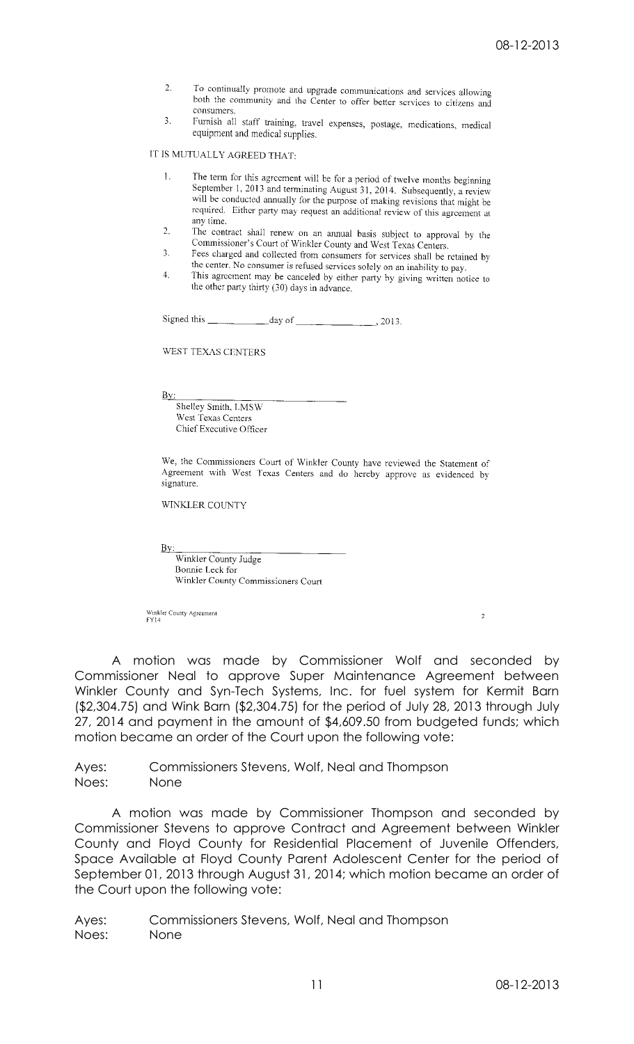2. To continually promote and upgrade communications and services allowing both the community and the Center to offer better services to citizens and consumers.
3. Furnish all staff training, travel expenses, postage, medications, medical equipment and medical supplies.

IT IS MUTUALLY AGREED THAT:

1. The term for this agreement will be for a period of twelve months beginning September 1, 2013 and terminating August 31, 2014. Subsequently, a review will be conducted annually for the purpose of making revisions that might be required. Either party may request an additional review of this agreement at any time.
2. The contract shall renew on an annual basis subject to approval by the Commissioner's Court of Winkler County and West Texas Centers.
3. Fees charged and collected from consumers for services shall be retained by the center. No consumer is refused services solely on an inability to pay.
4. This agreement may be canceled by either party by giving written notice to the other party thirty (30) days in advance.

Signed this ____________ day of ________________, 2013.

WEST TEXAS CENTERS

By: ________________________________
Shelley Smith, LMSW
West Texas Centers
Chief Executive Officer

We, the Commissioners Court of Winkler County have reviewed the Statement of Agreement with West Texas Centers and do hereby approve as evidenced by signature.

WINKLER COUNTY

By: ________________________________
Winkler County Judge
Bonnie Leck for
Winkler County Commissioners Court

Winkler County Agreement
FY14

2

A motion was made by Commissioner Wolf and seconded by Commissioner Neal to approve Super Maintenance Agreement between Winkler County and Syn-Tech Systems, Inc. for fuel system for Kermit Barn ($2,304.75) and Wink Barn ($2,304.75) for the period of July 28, 2013 through July 27, 2014 and payment in the amount of $4,609.50 from budgeted funds; which motion became an order of the Court upon the following vote:

Ayes: Commissioners Stevens, Wolf, Neal and Thompson
Noes: None

A motion was made by Commissioner Thompson and seconded by Commissioner Stevens to approve Contract and Agreement between Winkler County and Floyd County for Residential Placement of Juvenile Offenders, Space Available at Floyd County Parent Adolescent Center for the period of September 01, 2013 through August 31, 2014; which motion became an order of the Court upon the following vote:

Ayes: Commissioners Stevens, Wolf, Neal and Thompson
Noes: None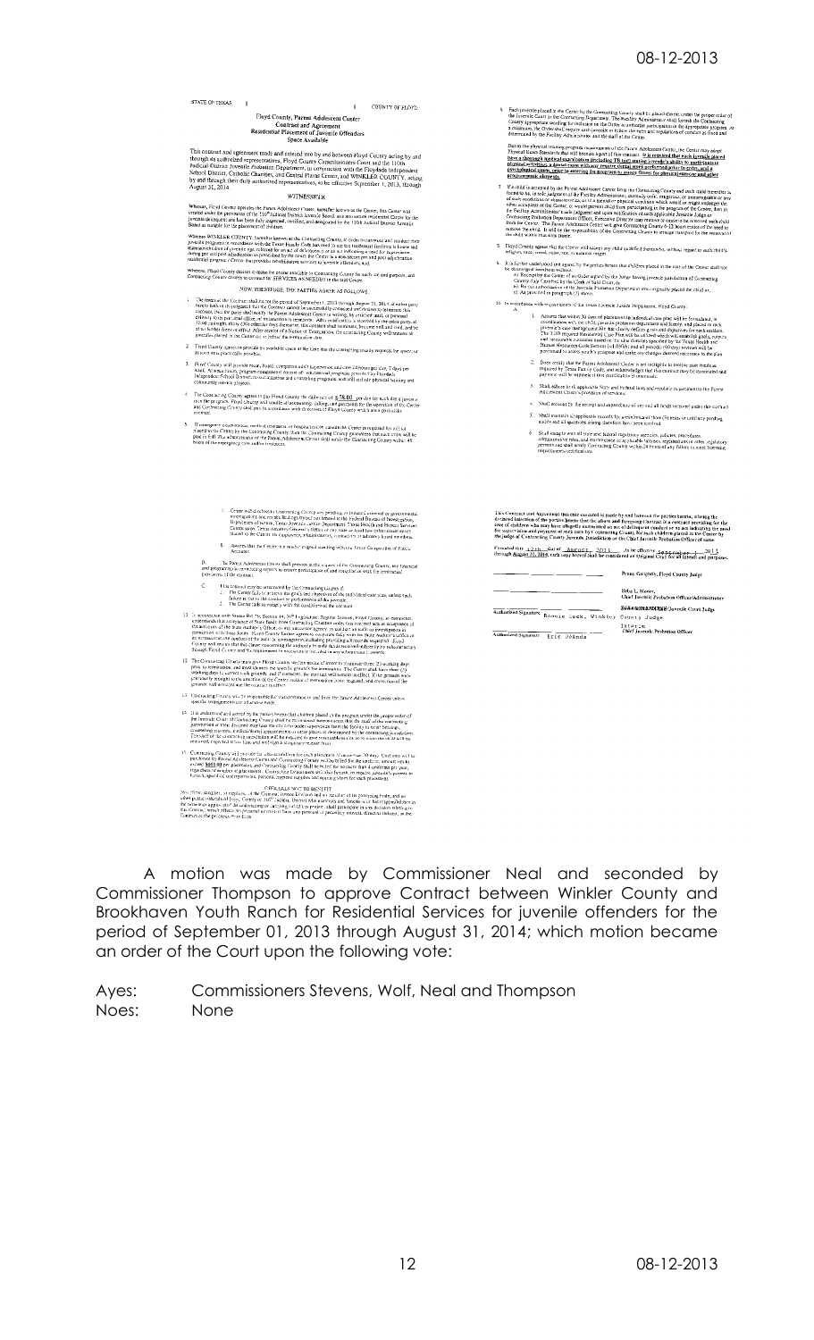A motion was made by Commissioner Neal and seconded by Commissioner Thompson to approve Contract between Winkler County and Brookhaven Youth Ranch for Residential Services for juvenile offenders for the period of September 01, 2013 through August 31, 2014; which motion became an order of the Court upon the following vote:

Ayes: Commissioners Stevens, Wolf, Neal and Thompson

Noes: None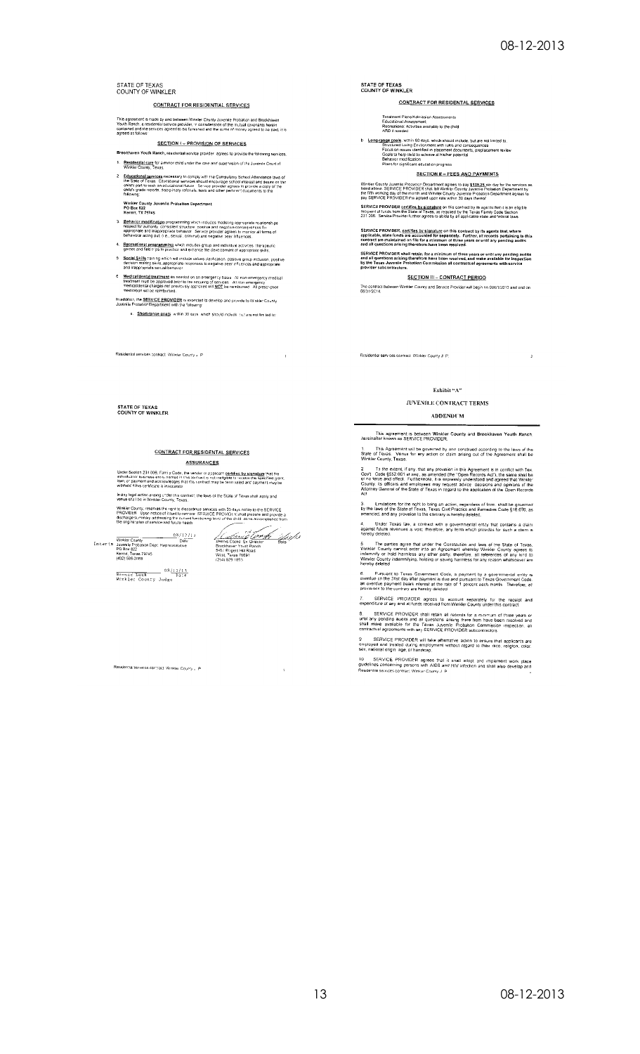STATE OF TEXAS
COUNTY OF WINKLER

## CONTRACT FOR RESIDENTIAL SERVICES

This agreement is made by and between Winkler County Juvenile Probation and Brookhaven Youth Ranch, a residential service provider, in consideration of the mutual covenants herein contained and the services agreed to be furnished and the sums of money agreed to be paid, it is agreed as follows:

### SECTION I – PROVISION OF SERVICES

Brookhaven Youth Ranch, residential service provider agrees to provide the following services:

1. **Residential care** for a minor child under the care and supervision of the Juvenile Court of Winkler County, Texas.

2. **Educational services** necessary to comply with the Compulsory School Attendance laws of the State of Texas. Educational services should encourage school interest and assure on the child's part to seek an educational future. Service provider agrees to provide a copy of the child's grade reports, disciplinary referrals, tests and other pertinent documents to the following:

   **Winkler County Juvenile Probation Department**
   **PO Box 822**
   **Kermit, TX 79745**

3. **Behavior modification** programming which includes modeling appropriate relationships, respect for authority, consistent structure, positive and negative consequences for appropriate and inappropriate behavior. Service provider agrees to monitor all forms of behavioral acting out (i.e., sexual, criminal) and negative peer influences.

4. **Recreational programming** which includes group and individual activities, therapeutic games and field trips to practice and enhance the development of appropriate skills.

5. **Social Skills** training which will include values clarification, positive group inclusion, positive decision making skills, appropriate responses to negative peer influences and appropriate and inappropriate sexual behavior.

6. **Medical/dental treatment** as needed on an emergency basis. All non-emergency medical treatment must be approved prior to the securing of services. All non-emergency medical/dental charges not previously approved will **NOT** be reimbursed. All prescription medication will be reimbursed.

In addition, the **SERVICE PROVIDER** is expected to develop and provide to Winkler County Juvenile Probation Department with the following:

a. **Short-range goals** within 30 days, which should include, but are not limited to:

Residential services contract: Winkler County J. P.

STATE OF TEXAS
COUNTY OF WINKLER

## CONTRACT FOR RESIDENTIAL SERVICES

Treatment Plans/Admission Assessments
Educational Assessment
Recreational Activities available to the child
ARD if needed

b. **Long-range goals** within 60 days, which should include, but are not limited to:
   Structured Living Environment with rules and consequences
   Focus on issues identified in placement documents, preplacement review
   Goals to help child to achieve at his/her potential
   Behavior modification
   Plans for significant education progress

### SECTION II – FEES AND PAYMENTS

Winkler County Juvenile Probation Department agrees to pay **$128.25** per day for the services as listed above. SERVICE PROVIDER shall bill Winkler County Juvenile Probation Department by the fifth working day of the month and Winkler County Juvenile Probation Department agrees to pay SERVICE PROVIDER the agreed upon rate within 30 days thereof.

**SERVICE PROVIDER certifies by signature** on this contract by its agents that it is an eligible recipient of funds from the State of Texas, as required by the Texas Family Code Section 231.006. Service Provider further agrees to abide by all applicable state and federal laws.

**SERVICE PROVIDER, certifies by signature on this contract by its agents that, where applicable, state funds are accounted for separately. Further, all records pertaining to this contract are maintained on file for a minimum of three years or until any pending audits and all questions arising therefrom have been resolved.**

**SERVICE PROVIDER shall retain, for a minimum of three years or until any pending audits and all questions arising therefrom have been resolved, and make available for inspection by the Texas Juvenile Probation Commission all contractual agreements with service provider subcontractors.**

### SECTION III – CONTRACT PERIOD

The contract between Winkler County and Service Provider will begin on 09/01/2013 and end on 08/31/2014.

Residential services contract: Winkler County J. P.

STATE OF TEXAS
COUNTY OF WINKLER

## CONTRACT FOR RESIDENTIAL SERVICES

### ASSURANCES

Under Section 231.006, Family Code, the vendor or applicant **certifies by signature** that the individual or business entity named in this contract is not ineligible to receive the specified grant, loan, or payment and acknowledges that this contract may be terminated and payment may be withheld if this certificate is inaccurate.

In any legal action arising under this contract, the laws of the State of Texas shall apply and venue shall be in Winkler County, Texas.

Winkler County, reserves the right to discontinue services with 30 days notice to the SERVICE PROVIDER. Upon notice of intent to remove, SERVICE PROVIDER shall prepare and provide a discharge summary addressing the current functioning level of the child, items accomplished from the original plan of service and future needs.

| | |
|---|---|
| 08/12/13 | |
| Winkler County Date | Dennis Cooley Ex Director Date |
| Interim Juvenile Probation Dept. Representative | Brookhaven Youth Ranch |
| PO Box 822 | 5461 Rogers Hill Road |
| Kermit, Texas 79745 | West, Texas 76691 |
| (432) 586-3xxx | (254) 829-1893 |

08/12/13
Bonnie Leck Date
Winkler County Judge

Residential services contract: Winkler County J. P.

### Exhibit "A"

### JUVENILE CONTRACT TERMS

### ADDENDUM

This agreement is between Winkler County and Brookhaven Youth Ranch, hereinafter known as SERVICE PROVIDER.

1. This Agreement will be governed by and construed according to the laws of the State of Texas. Venue for any action or claim arising out of the Agreement shall be Winkler County, Texas.

2. To the extent, if any, that any provision in this Agreement is in conflict with Tex. Gov't. Code §552.001 et seq., as amended (the "Open Records Act"), the same shall be of no force and effect. Furthermore, it is expressly understood and agreed that Winkler County, its officers and employees may request advice, decisions and opinions of the Attorney General of the State of Texas in regard to the application of the Open Records Act.

3. Limitations for the right to bring an action, regardless of form, shall be governed by the laws of the State of Texas, Texas Civil Practice and Remedies Code §16.070, as amended, and any provision to the contrary is hereby deleted.

4. Under Texas law, a contract with a governmental entity that contains a claim against future revenues is void; therefore, any term which provides for such a claim is hereby deleted.

5. The parties agree that under the Constitution and laws of the State of Texas, Winkler County cannot enter into an Agreement whereby Winkler County agrees to indemnify or hold harmless any other party; therefore, all references of any kind to Winkler County indemnifying, holding or saving harmless for any reason whatsoever are hereby deleted.

6. Pursuant to Texas Government Code, a payment by a governmental entity is overdue on the 31st day after payment is due and pursuant to Texas Government Code, an overdue payment bears interest at the rate of 1 percent each month. Therefore, all provisions to the contrary are hereby deleted.

7. SERVICE PROVIDER agrees to account separately for the receipt and expenditure of any and all funds received from Winkler County under this contract.

8. SERVICE PROVIDER shall retain all records for a minimum of three years or until any pending audits and all questions arising there from have been resolved and shall make available for the Texas Juvenile Probation Commission inspection, all contractual agreements with any SERVICE PROVIDER subcontractors.

9. SERVICE PROVIDER will take affirmative action to ensure that applicants are employed and treated during employment without regard to their race, religion, color, sex, national origin, age, or handicap.

10. SERVICE PROVIDER agrees that it shall adopt and implement work place guidelines concerning persons with AIDS and HIV infection and shall also develop and

Residential services contract: Winkler County J. P.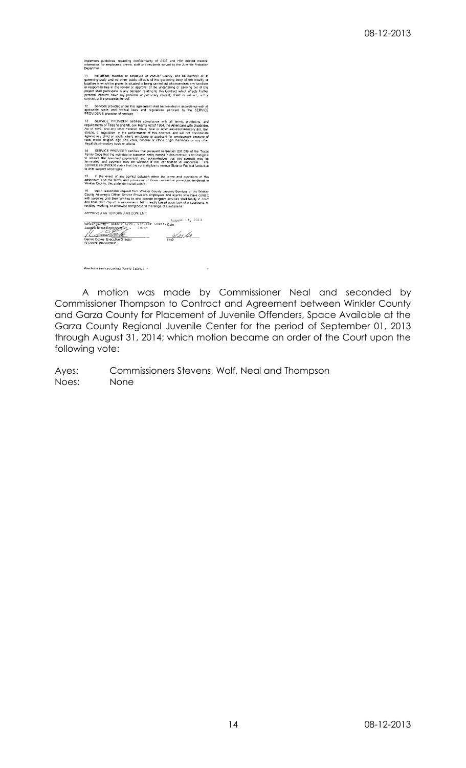implement guidelines regarding confidentiality of AIDS and HIV related medical information for employees, clients, staff and residents served by the Juvenile Probation Department.

11. No officer, member or employee of Winkler County, and no member of its governing body and no other public officials of the governing body of the locality or localities in which the project is situated or being carried out who exercises any functions or responsibilities in the review or approval of the undertaking or carrying out of this project shall participate in any decision relating to this Contract which affects his/her personal interest, have any personal or pecuniary interest, direct or indirect, in this contract or the proceeds thereof.

12. Services provided under this agreement shall be provided in accordance with all applicable state and federal laws and regulations pertinent to the SERVICE PROVIDER'S provision of services.

13. SERVICE PROVIDER certifies compliance with all terms, provisions, and requirements of Titles VI and VII, civil Rights Act of 1964, the Americans with Disabilities Act of 1990, and any other Federal, State, local or other anti-discriminatory act, law, statute, or regulation, in the performance of this contract, and will not discriminate against any child or youth, client, employee or applicant for employment because of race, creed, religion, age, sex, color, national or ethnic origin, handicap, or any other illegal discriminatory basis or criteria.

14. SERVICE PROVIDER certifies that pursuant to Section 231.006 of the Texas Family Code that the individual or business entity named in this contract is not ineligible to receive the specified payment(s) and acknowledges that this contract may be terminated and payment may be withheld if this certification is inaccurate. The SERVICE PROVIDER states that it is not ineligible to receive State or Federal funds due to child support arrearages.

15. In the event of any conflict between either the terms and provisions of this addendum and the terms and provisions of those contractual provisions tendered to Winkler County, this addendum shall control.

16. Upon reasonable request from Winkler County Juvenile Services or the Winkler County Attorney's Office, Service Provider's employees and agents who have contact with juveniles and their families or who provide program services shall testify in court and shall NOT require a subpoena or fail to testify based upon lack of a subpoena, or residing, working, or otherwise being beyond the range of a subpoena.

APPROVED AS TO FORM AND CONTENT:

Winkler County - Bonnie Leck, Winkler County Judge — August 12, 2013
Juvenile Board Representative — Date

Dennis Cooke, Executive Director — 8/22/13
SERVICE PROVIDER — Date

Residential services contract: Winkler County J. P.

A motion was made by Commissioner Neal and seconded by Commissioner Thompson to Contract and Agreement between Winkler County and Garza County for Placement of Juvenile Offenders, Space Available at the Garza County Regional Juvenile Center for the period of September 01, 2013 through August 31, 2014; which motion became an order of the Court upon the following vote:

Ayes: Commissioners Stevens, Wolf, Neal and Thompson
Noes: None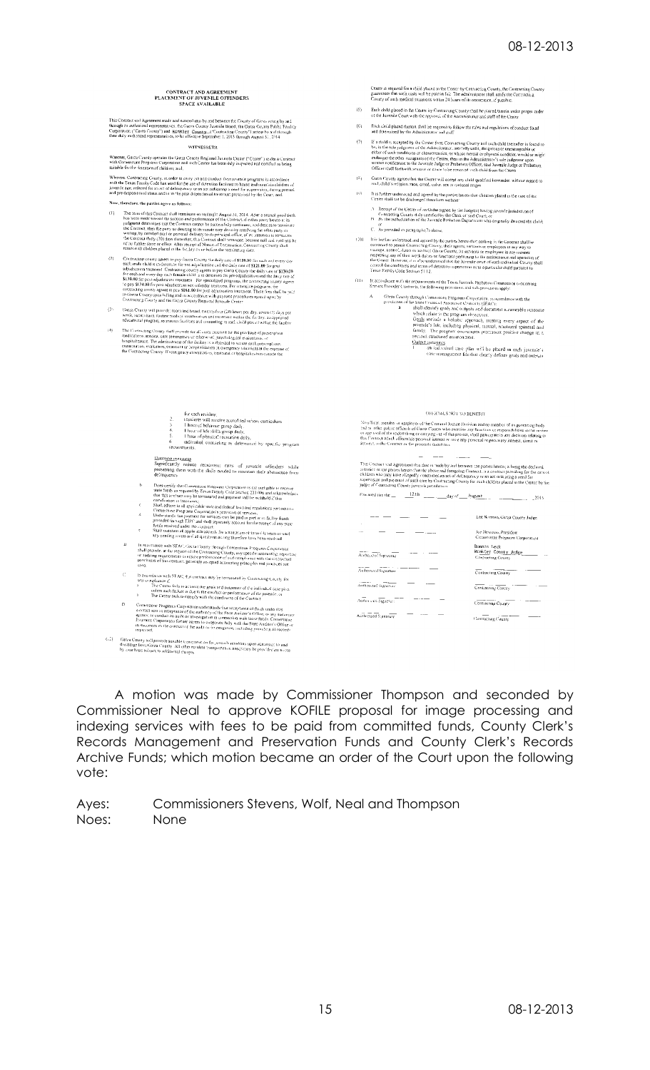A motion was made by Commissioner Thompson and seconded by Commissioner Neal to approve KOFILE proposal for image processing and indexing services with fees to be paid from committed funds, County Clerk's Records Management and Preservation Funds and County Clerk's Records Archive Funds; which motion became an order of the Court upon the following vote:

Ayes: Commissioners Stevens, Wolf, Neal and Thompson

Noes: None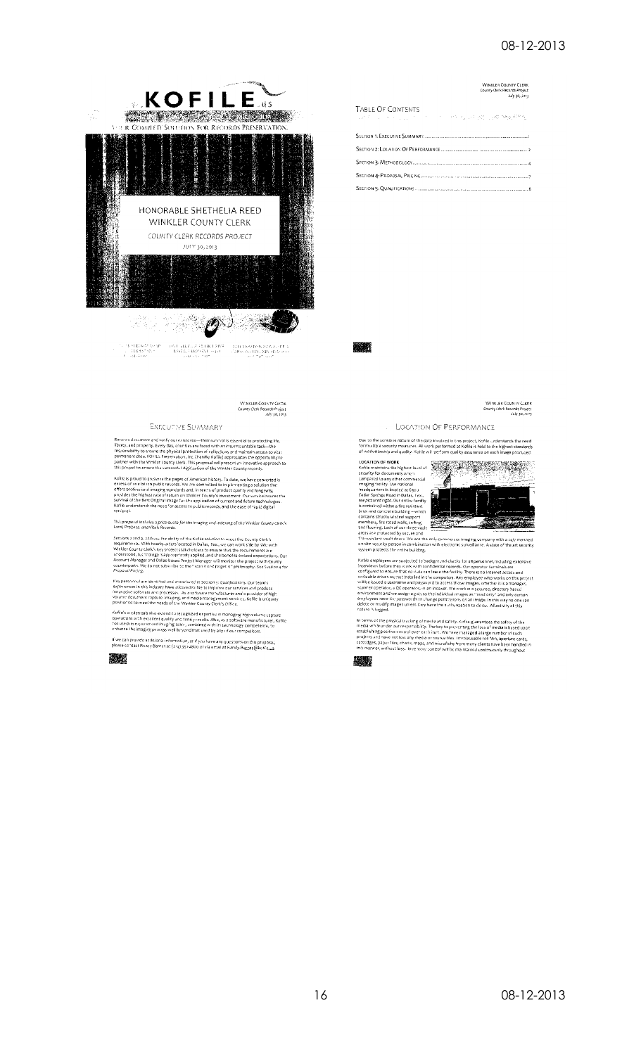# KOFILE.us

YOUR COMPLETE SOLUTION FOR RECORDS PRESERVATION

## HONORABLE SHETHELIA REED

## WINKLER COUNTY CLERK

*COUNTY CLERK RECORDS PROJECT*

JULY 30, 2013

---

## TABLE OF CONTENTS

- SECTION 1: EXECUTIVE SUMMARY .......... 1
- SECTION 2: LOCATION OF PERFORMANCE .......... 2
- SECTION 3: METHODOLOGY .......... 4
- SECTION 4: PROPOSAL PRICING .......... 7
- SECTION 5: QUALIFICATIONS .......... 8

---

## EXECUTIVE SUMMARY

Records document and verify our existence—their survival is essential to protecting life, liberty, and property. Every day, counties are faced with an insurmountable task—the responsibility to ensure the physical protection of collections and maintain access to vital permanent data. KOFILE Preservation, Inc. (hereby Kofile) appreciates the opportunity to partner with the Winkler County Clerk. This proposal will present an innovative approach to this project to ensure the successful digitization of the Winkler County records.

Kofile is proud to preserve the pages of American history. To date, we have converted in excess of one billion public records. We are committed to implementing a solution that offers professional imaging standards and, in terms of product quality and longevity, provides the highest rate of return on Winkler County's investment. Our service ensures the survival of the Best Original Image for the application of current and future technologies. Kofile understands the need for access to public records, and the ease of rapid digital retrieval.

This proposal includes a price quote for the imaging and indexing of the Winkler County Clerk's *Land, Probate, and Vitals Records*.

Sections 2 and 3 address the ability of the Kofile solution to meet the County Clerk's requirements. With headquarters located in Dallas, Texas, we can work side by side with Winkler County Clerk's key project stakeholders to ensure that the requirements are understood, technology is appropriately applied, and the benefits exceed expectations. Our Account Manager and Dallas-based Project Manager will monitor the project with County counterparts. We do not subscribe to the "scan it and forget it" philosophy. See Section 4 for *Proposal Pricing*.

Key personnel are identified and introduced in Section 5: *Qualifications*. Our team's experiences in this industry have allowed Kofile to improve our services and produce innovative software and processes. As a software manufacturer and a provider of high volume document capture, imaging, and media management services, Kofile is uniquely positioned to meet the needs of the Winkler County Clerk's Office.

Kofile's credentials also extend to recognized expertise in managing high volume capture operations with excellent quality and timely results. Also, as a software manufacturer, Kofile has assembled experienced imaging teams, combined with its technology competence, to enhance the imaging process well beyond that used by any of our competitors.

If we can provide additional information, or if you have any questions on this proposal, please contact Randy Barnes at (214) 353-4800 or via email at Randy.Barnes@kofile.us.

---

## LOCATION OF PERFORMANCE

Due to the sensitive nature of the data involved in this project, Kofile understands the need for multiple security measures. All work performed at Kofile is held to the highest standards of workmanship and quality. Kofile will perform quality assurance on each image produced.

**LOCATION OF WORK**

Kofile maintains the highest level of security for documents when compared to any other commercial imaging facility. Our national headquarters is located at 6323 Cedar Springs Road in Dallas, Texas, see pictured right. Our entire facility is contained within a fire resistant brick and concrete building—which contains structural steel support members, fire rated walls, ceiling, and flooring. Each of our three vault areas are protected by secure and fire resistant vault doors. We are the only commercial imaging company with a 24/7 manned on-site security person in combination with electronic surveillance. A state of the art security system protects the entire building.

Kofile employees are subjected to background checks for all personnel, including extensive interviews before they work with confidential records. Our operator terminals are configured to ensure that no data can leave the facility. There is no Internet access and writeable drives are not installed in the computers. Any employee who works on this project will be issued a username and password to access those images, whether it is a manager, scanner operator, a QC operator, or an indexer. We work in a secured, directory based environment and we assign rights to the individual images as "read only" and only certain employees have the passwords in charge permissions on an image. In this way no one can delete or modify images unless they have the authorization to do so. All activity of this nature is logged.

In terms of the physical tracking of media and safety, Kofile guarantees the safety of the media while under our responsibility. The key to preventing the loss of media is based upon establishing positive control over each item. We have managed a large number of such projects and have not lost any media or source files. Irreplaceable roll film, aperture cards, cartridges, paper files, charts, maps, and microfiche from many clients have been handled in this manner, without loss. Inventory control will be maintained continuously throughout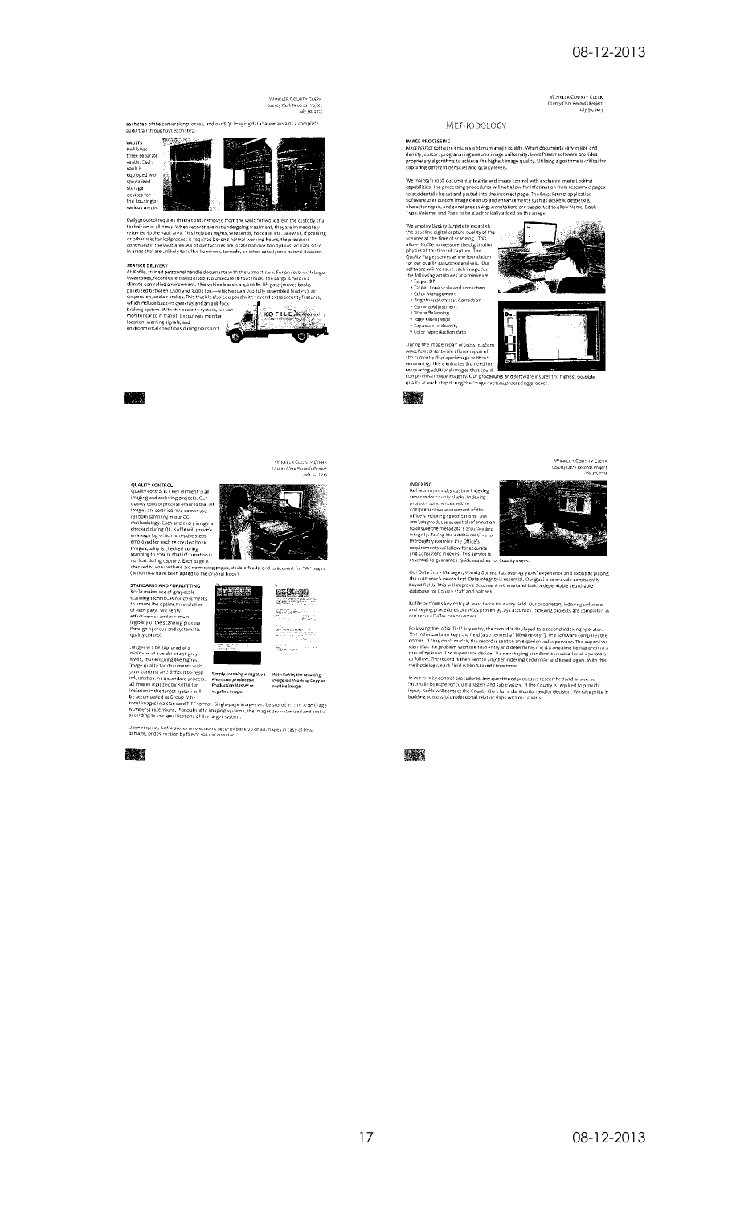each step of the conversion process, and our SQL imaging database maintains a complete audit trail throughout each step.

**VAULTS**
Kofile has three separate vaults. Each vault is equipped with specialized storage devices for the housing of various media.

Daily protocol requires that records removed from the vault for work are in the custody of a technician at all times. When records are not undergoing treatment, they are immediately returned to the vault area. This includes nights, weekends, holidays, etc. Likewise, if pressing or other mechanical process is required beyond normal working hours, the process is continued in the vault area. All of our facilities are located above flood plains, and are sited in areas that are unlikely to suffer hurricane, tornado, or other cataclysmic natural disaster.

**SERVICE DELIVERY**
At Kofile, trained personnel handle documents with the utmost care. For projects with large inventories, records are transported in our secure 18-foot truck. The cargo is held in a climate-controlled environment. This vehicle boasts a 4,000 lb. lift gate (moves books palletized between 2,500 and 3,000 lbs.—which equals 200 fully assembled binders), air suspension, and air brakes. This truck is also equipped with several extra security features, which include back-up cameras and an anti-lock braking system. With this security system, we can monitor cargo in transit. Executives monitor location, warning signals, and environmental conditions during transport.

## METHODOLOGY

**IMAGE PROCESSING**
IMAGEPERFECT software ensures optimum image quality. When documents vary in size and density, custom programming ensures image uniformity. IMAGEPERFECT software provides proprietary algorithms to achieve the highest image quality. Utilizing algorithms is critical for capturing different densities and quality levels.

We maintain 100% document integrity and image control with exclusive Image Locking capabilities. The processing procedures will not allow for information from rescanned pages to accidentally be cut and pasted into the incorrect page. The IMAGEPERFECT application software uses custom image clean up and enhancements such as deskew, despeckle, character repair, and zonal processing. Annotations are supported to allow Name, Book Type, Volume, and Page to be electronically added on the image.

We employ Quality Targets to establish the baseline digital capture quality of the scanner at the time of scanning. This allows Kofile to measure the digitization physics at the time of capture. The Quality Target serves as the foundation for our quality assurance analysis. Our software will measure each image for the following attributes at a minimum:

- Target DPI
- Target Tone scale and correction
- Color Management
- Brightness/Contrast Correction
- Gamma Adjustment
- White Balancing
- Page Orientation
- Exposure uniformity
- Color reproduction data

During the image repair process, custom IMAGEPERFECT software allows repair of the currently displayed image without rescanning. This eliminates the need for rescanning additional images that could compromise image integrity. Our procedures and software insures the highest possible quality at each step during the image capture/processing process.

**QUALITY CONTROL**
Quality control is a key element in all imaging and archiving projects. Our quality control process ensures that all images are certified. We do not use random sampling in our QC methodology. Each and every image is checked during QC. Kofile will provide an image log which notes the steps employed for each re-created book. Image quality is checked during scanning to ensure that information is not lost during capture. Each page is checked to ensure there are no missing pages, double feeds, and to account for "A" pages (which may have been added to the original book).

**STANDARDS AND FORMATTING**
Kofile makes use of gray-scale scanning techniques for documents to ensure the optimum resolution of each page. We verify effectiveness and maximum legibility of the scanning process through rigorous and systematic quality control.

Images will be captured at a minimum of 300 dpi at 256 gray levels, thus ensuring the highest image quality for documents with poor contrast and difficult to read information. As a standard process, all images digitized by Kofile for inclusion in the target system will be accumulated as Group IV bi-tonal images in a standard TIFF format. Single-page images will be stored in .001.tif/.mn(Page Number).tif extensions. For output to imaging systems, the images are optimized and scaled according to the specifications of the target system.

*Simply scanning a negative Photostat produces a Production Master or negative image.*

*With Kofile, the resulting image is a Working Copy or positive image.*

Upon request, Kofile stores an electronic security back-up of all images in case of loss, damage, or destruction by fire or natural disaster.

**INDEXING**
Kofile also provides custom indexing services for county clerks. Indexing projects commence with a comprehensive assessment of the office's indexing specifications. This analysis produces essential information to ensure the metadata's accuracy and integrity. Taking the additional time to thoroughly examine the Office's requirements will allow for accurate and consistent indexes. This service is essential to guarantee quick searches for County users.

Our Data Entry Manager, Wanda Gomez, has over 43 years' experience and excels at playing the customer's needs first. Data integrity is essential. Our goal is to provide consistently keyed fields. This will improve document retrieval and build a dependable searchable database for County staff and patrons.

Kofile performs key entry at least twice for every field. Our proprietary indexing software and keying procedures provides proven 99.95% accuracy. Indexing projects are completed in our secure Dallas headquarters.

Following the initial field key entry, the record is displayed to a second indexing operator. That individual also keys the field (also termed a "blind rekey"). The software compares the entries. If they don't match, the record is sent to an experienced supervisor. The supervisor identifies the problem with the field entry and determines if it is a one-time keying error or a prevailing issue. The supervisor decides if a new keying standard is needed for all operators to follow. The record is then sent to another indexing technician and keyed again. With this methodology, each field is blind-keyed three times.

In our quality control procedures, any questioned process is researched and answered internally by experienced managers and supervisors. If the County is required to provide input, Kofile will contact the County Clerk for a clarification and/or decision. We take pride in building successful professional relationships with our clients.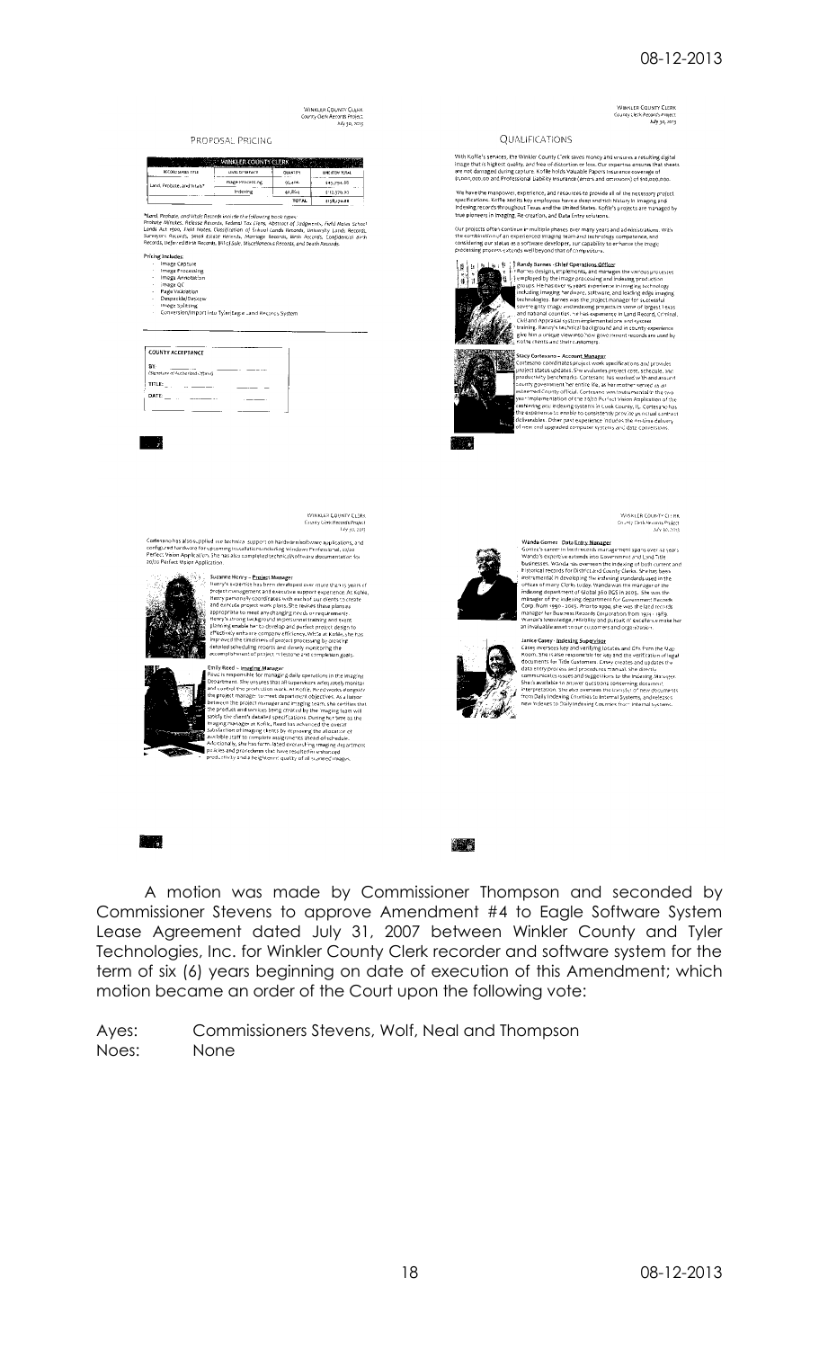Winkler County Clerk
County Clerk Records Project
July 30, 2013

## Proposal Pricing

| Winkler County Clerk | | | |
|---|---|---|---|
| Record Series Title | Level of Service | Quantity | Direction Total |
| Land, Probate, and Vitals* | Image Processing | 95,486 | $45,794.88 |
| | Indexing | 42,864 | $12,379.80 |
| | | TOTAL | $58,174.68 |

*Land, Probate, and Vital Records include the following book types: Probate Minutes, Release Records, Federal Tax Liens, Abstract of Judgments, Field Notes School Lands Act 1900, Field Notes, Classification of School Lands Records, University Lands Records, Surveyors Records, Small Estate Records, Marriage Records, Birth Records, Confidential Birth Records, Deferred Birth Records, Bill of Sale, Miscellaneous Records, and Death Records.

**Pricing Includes:**

- Image Capture
- Image Processing
- Image Annotation
- Image QC
- Page Validation
- Despeckle/Deskew
- Image Splitting
- Conversion/Import into Tyler/Eagle Land Records System

**COUNTY ACCEPTANCE**

BY: ______________________
(Signature of Authorized Official)

TITLE: ______________________

DATE: ______________________

Winkler County Clerk
County Clerk Records Project
July 30, 2013

## Qualifications

With Kofile's services, the Winkler County Clerk saves money and ensures a resulting digital image that is highest quality, and free of distortion or loss. Our expertise ensures that sheets are not damaged during capture. Kofile holds Valuable Papers Insurance coverage of $1,000,000.00 and Professional Liability Insurance (errors and omissions) of $10,000,000.

We have the manpower, experience, and resources to provide all of the necessary project specifications. Kofile and its key employees have a deep and rich history in imaging and indexing records throughout Texas and the United States. Kofile's projects are managed by true pioneers in imaging, Re-creation, and Data Entry solutions.

Our projects often continue in multiple phases over many years and administrations. With the combination of an experienced imaging team and technology competence, and considering our status as a software developer, our capability to enhance the image processing process extends well beyond that of competitors.

**Randy Barnes - Chief Operations Officer**
Barnes designs, implements, and manages the various processes employed by the image processing and indexing production groups. He has over 15 years' experience in imaging technology including imaging hardware, software, and leading edge imaging technologies. Barnes was the project manager for successful sovereignty (Sago) and indexing projects in some of largest Texas and national counties. He has experience in Land Record, Criminal, Civil and Appraisal system implementations and system training. Randy's technical background and in county experience give him a unique view into how government records are used by Kofile clients and their customers.

**Stacy Cortesano - Account Manager**
Cortesano coordinates project work specifications and provides project status updates. She evaluates project cost, schedule, and productivity benchmarks. Cortesano has worked with and around county government her entire life, as her mother served as an esteemed County official. Cortesano was instrumental in the two year implementation of the 20/20 Perfect Vision Application of the cashiering and indexing systems in Cook County, IL. Cortesano has the experience to enable to consistently provide on contract deliverables. Other past experience includes the on-time delivery of new and upgraded computer systems and data conversions.

Winkler County Clerk
County Clerk Records Project
July 30, 2013

Cortesano has also supplied the technical support on hardware/software applications, and configured hardware for upcoming installations including Windows Professional, 20/20 Perfect Vision Application. She has also completed technical/software documentation for 20/20 Perfect Vision Application.

**Suzanne Henry - Project Manager**
Henry's expertise has been developed over more than 15 years of project management and executive support experience. At Kofile, Henry personally coordinates with each of our clients to create and execute project work plans. She revises these plans as appropriate to meet any changing needs or requirements. Henry's strong background in personnel training and event planning enable her to develop and perfect project design to effectively enhance company efficiency. While at Kofile, she has improved the timeliness of project processing by creating detailed scheduling reports and closely monitoring the accomplishment of project milestone and completion goals.

**Emily Reed - Imaging Manager**
Reed is responsible for managing daily operations in the imaging Department. She ensures that all supervisors effectively monitor and control the production work. At Kofile, Reed works alongside the project manager to meet department objectives. As a liaison between the project manager and imaging team, she certifies that the product and services being created by the imaging team will satisfy the client's detailed specifications. During her time as the imaging manager at Kofile, Reed has advanced the overall satisfaction of imaging clients by improving the allocation of available staff to complete assignments ahead of schedule. Additionally, she has formulated overarching imaging department policies and procedures that have resulted in enhanced productivity and a heightened quality of all scanned images.

Winkler County Clerk
County Clerk Records Project
July 30, 2013

**Wanda Gomez - Data Entry Manager**
Gomez's career in land records management spans over 32 years. Wanda's expertise extends into Government and Land Title businesses. Wanda has overseen the indexing of both current and historical records for District and County Clerks. She has been instrumental in developing the indexing standards used in the offices of many Clerks today. Wanda was the manager of the indexing department of Global 360 BCS in 2005. She was the manager of the indexing department for Government Records Corp from 1990 - 2005. Prior to 1990, she was the land records manager for Business Records Corporation from 1979 - 1989. Wanda's knowledge, reliability and pursuit of excellence make her an invaluable asset to our customers and organization.

**Janice Casey - Indexing Supervisor**
Casey oversees key and verifying locates and GFs from the Map Room. She is also responsible for key and the verification of legal documents for Title Customers. Casey creates and updates the data entry process and procedures manual. She directly communicates issues and suggestions to the Indexing Manager. She's available to answer questions concerning document interpretation. She also oversees the transfer of new documents from Daily Indexing Counties to Internal Systems, and releases new indexes to Daily Indexing Counties from internal systems.

A motion was made by Commissioner Thompson and seconded by Commissioner Stevens to approve Amendment #4 to Eagle Software System Lease Agreement dated July 31, 2007 between Winkler County and Tyler Technologies, Inc. for Winkler County Clerk recorder and software system for the term of six (6) years beginning on date of execution of this Amendment; which motion became an order of the Court upon the following vote:

Ayes: Commissioners Stevens, Wolf, Neal and Thompson
Noes: None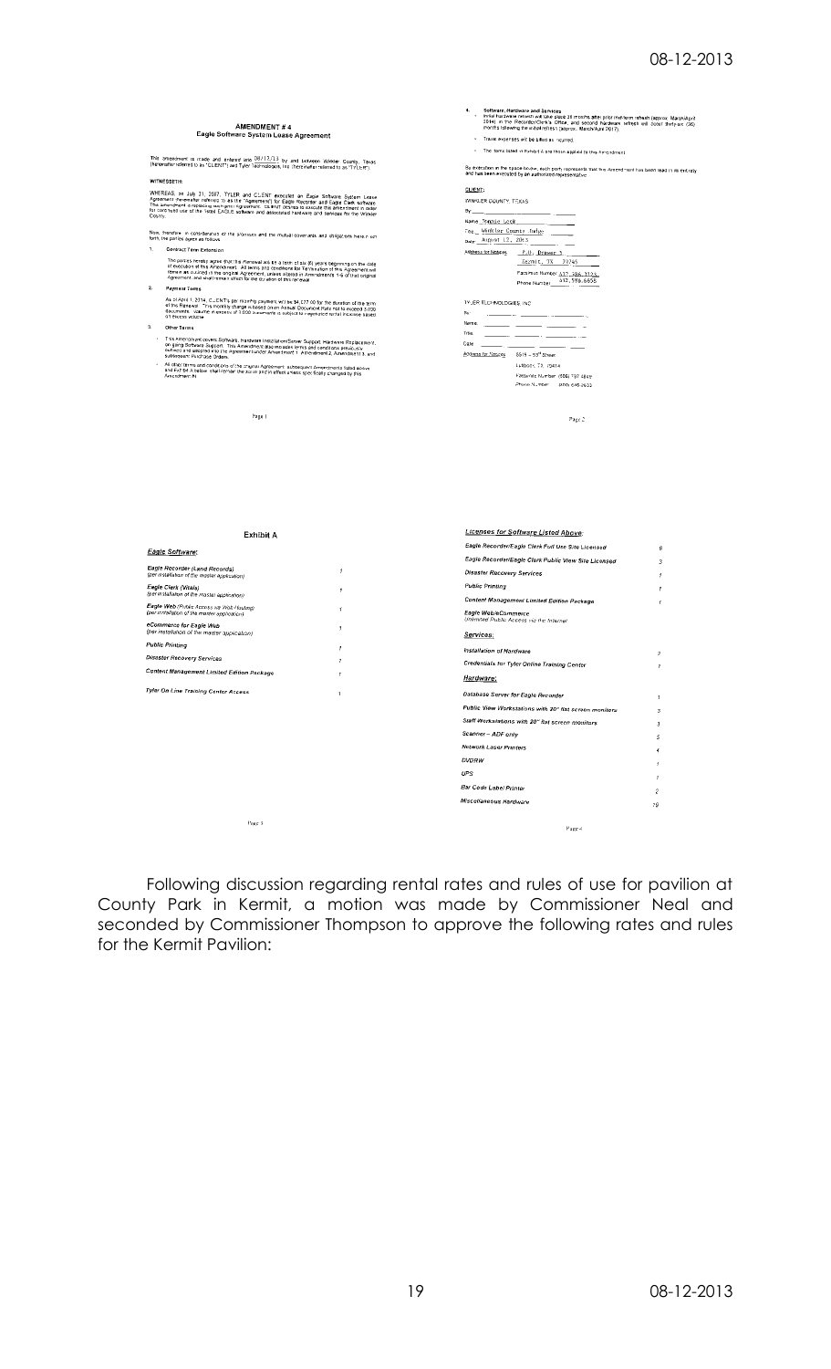## AMENDMENT # 4
### Eagle Software System Lease Agreement

This amendment is made and entered into 08/12/13 by and between Winkler County, Texas (hereinafter referred to as "CLIENT") and Tyler Technologies, Inc. (hereinafter referred to as "TYLER").

WITNESSETH:

WHEREAS, on July 31, 2007, TYLER and CLIENT executed an Eagle Software System Lease Agreement (hereinafter referred to as the "Agreement") for Eagle Recorder and Eagle Clerk software. This Amendment is replacing such prior Agreement. CLIENT desires to execute this amendment in order for continued use of the listed EAGLE software and associated hardware and services for the Winkler County.

Now, therefore, in consideration of the promises and the mutual covenants and obligations herein set forth, the parties agree as follows:

1. **Contract Term Extension**

   The parties hereby agree that the Renewal will be a term of six (6) years beginning on the date of execution of this Amendment. All terms and conditions for Termination of this Agreement will remain as outlined in the original Agreement, unless altered in Amendments 1-6 of that original Agreement, and shall remain effect for the duration of this renewal.

2. **Payment Terms**

   As of April 1, 2014, CLIENT's per monthly payment will be $4,077.00 for the duration of the term of the Renewal. This monthly charge is based on an Annual Document Rate not to exceed 3,000 documents. Volume in excess of 3,000 documents is subject to negotiated rental increase based on excess volume.

3. **Other Terms**

   - This Amendment covers Software, Hardware Installation/Server Support, Hardware Replacement, on-going Software Support. This Amendment also reaffirms terms and conditions previously outlined and adopted into the Agreement under Amendment 1, Amendment 2, Amendment 3, and subsequent Purchase Orders.
   - All other terms and conditions of the original Agreement, subsequent Amendments listed above and Exhibit A below, shall remain in full force and effect unless specifically changed by this Amendment.

4. **Software, Hardware and Services**
   - Initial hardware refresh will take place 30 months after prior mid-term refresh (approx. March/April 2014) in the Recorder/Clerk's Office, and second hardware refresh will occur thirty-six (36) months following the initial refresh (approx. March/April 2017).
   - Travel expenses will be billed as incurred.
   - The items listed in Exhibit A are those applied to this Amendment.

By execution in the space below, each party represents that this Amendment has been read in its entirety and has been executed by an authorized representative.

**CLIENT:**

WINKLER COUNTY, TEXAS

By: ______________________

Name: Bonnie Leck

Title: Winkler County Judge

Date: August 12, 2013

Address for Notices: P.O. Drawer Y
Kermit, TX 79745

Facsimile Number: 432-586-3223

Phone Number: 432-586-6658

TYLER TECHNOLOGIES, INC.

By: ______________________

Name: ______________________

Title: ______________________

Date: ______________________

Address for Notices: 5519 – 53rd Street
Lubbock, TX 79414

Facsimile Number: (806) 797-4849

Phone Number: (806) 648-2633

### Exhibit A

**Eagle Software:**

| Item | Qty |
|---|---|
| Eagle Recorder (Land Records) (per installation of the master application) | 1 |
| Eagle Clerk (Vitals) (per installation of the master application) | 1 |
| Eagle Web (Public Access via Web Hosting) (per installation of the master application) | 1 |
| eCommerce for Eagle Web (per installation of the master application) | 1 |
| Public Printing | 1 |
| Disaster Recovery Services | 1 |
| Content Management Limited Edition Package | 1 |
| Tyler On Line Training Center Access | 1 |

**Licenses for Software Listed Above:**

| Item | Qty |
|---|---|
| Eagle Recorder/Eagle Clerk Full Use Site Licensed | 8 |
| Eagle Recorder/Eagle Clerk Public View Site Licensed | 3 |
| Disaster Recovery Services | 1 |
| Public Printing | 1 |
| Content Management Limited Edition Package | 1 |
| Eagle Web/eCommerce (Unlimited Public Access via the Internet) | |

**Services:**

| Item | Qty |
|---|---|
| Installation of Hardware | 2 |
| Credentials for Tyler Online Training Center | 1 |

**Hardware:**

| Item | Qty |
|---|---|
| Database Server for Eagle Recorder | 1 |
| Public View Workstations with 20" flat screen monitors | 3 |
| Staff Workstations with 20" flat screen monitors | 3 |
| Scanner – ADF only | 5 |
| Network Laser Printers | 4 |
| DVDRW | 1 |
| UPS | 1 |
| Bar Code Label Printer | 2 |
| Miscellaneous Hardware | 19 |

Following discussion regarding rental rates and rules of use for pavilion at County Park in Kermit, a motion was made by Commissioner Neal and seconded by Commissioner Thompson to approve the following rates and rules for the Kermit Pavilion: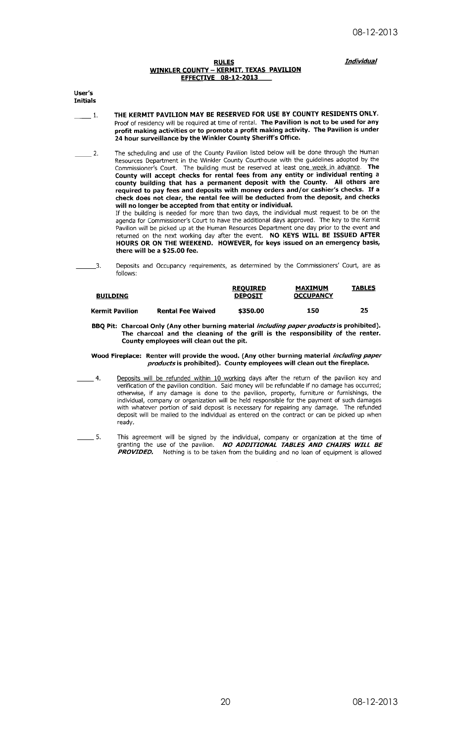*Individual*

**RULES**
**WINKLER COUNTY – KERMIT, TEXAS PAVILION**
**EFFECTIVE 08-12-2013**

**User's Initials**

_____ 1. **THE KERMIT PAVILION MAY BE RESERVED FOR USE BY COUNTY RESIDENTS ONLY.** Proof of residency will be required at time of rental. **The Pavilion is not to be used for any profit making activities or to promote a profit making activity. The Pavilion is under 24 hour surveillance by the Winkler County Sheriff's Office.**

_____ 2. The scheduling and use of the County Pavilion listed below will be done through the Human Resources Department in the Winkler County Courthouse with the guidelines adopted by the Commissioner's Court. The building must be reserved at least one week in advance. **The County will accept checks for rental fees from any entity or individual renting a county building that has a permanent deposit with the County. All others are required to pay fees and deposits with money orders and/or cashier's checks. If a check does not clear, the rental fee will be deducted from the deposit, and checks will no longer be accepted from that entity or individual.**
If the building is needed for more than two days, the individual must request to be on the agenda for Commissioner's Court to have the additional days approved. The key to the Kermit Pavilion will be picked up at the Human Resources Department one day prior to the event and returned on the next working day after the event. **NO KEYS WILL BE ISSUED AFTER HOURS OR ON THE WEEKEND. HOWEVER, for keys issued on an emergency basis, there will be a $25.00 fee.**

_____ 3. Deposits and Occupancy requirements, as determined by the Commissioners' Court, are as follows:

| BUILDING | | REQUIRED DEPOSIT | MAXIMUM OCCUPANCY | TABLES |
|---|---|---|---|---|
| **Kermit Pavilion** | **Rental Fee Waived** | **$350.00** | **150** | **25** |

**BBQ Pit: Charcoal Only (Any other burning material *including paper products* is prohibited). The charcoal and the cleaning of the grill is the responsibility of the renter. County employees will clean out the pit.**

**Wood Fireplace: Renter will provide the wood. (Any other burning material *including paper products* is prohibited). County employees will clean out the fireplace.**

_____ 4. Deposits will be refunded within 10 working days after the return of the pavilion key and verification of the pavilion condition. Said money will be refundable if no damage has occurred; otherwise, if any damage is done to the pavilion, property, furniture or furnishings, the individual, company or organization will be held responsible for the payment of such damages with whatever portion of said deposit is necessary for repairing any damage. The refunded deposit will be mailed to the individual as entered on the contract or can be picked up when ready.

_____ 5. This agreement will be signed by the individual, company or organization at the time of granting the use of the pavilion. ***NO ADDITIONAL TABLES AND CHAIRS WILL BE PROVIDED.*** Nothing is to be taken from the building and no loan of equipment is allowed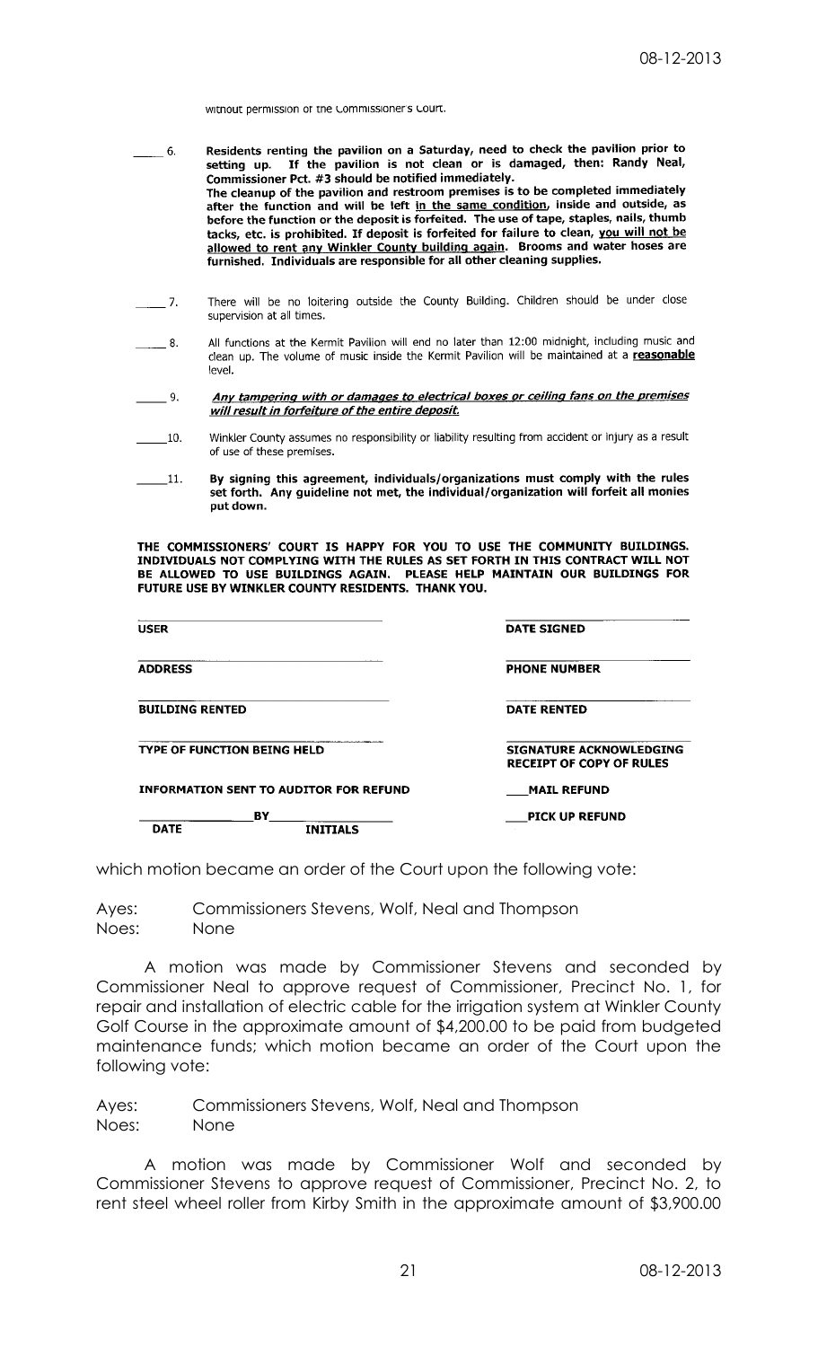without permission of the Commissioner's Court.

_____ 6. **Residents renting the pavilion on a Saturday, need to check the pavilion prior to setting up. If the pavilion is not clean or is damaged, then: Randy Neal, Commissioner Pct. #3 should be notified immediately. The cleanup of the pavilion and restroom premises is to be completed immediately after the function and will be left <u>in the same condition</u>, inside and outside, as before the function or the deposit is forfeited. The use of tape, staples, nails, thumb tacks, etc. is prohibited. If deposit is forfeited for failure to clean, <u>you will not be allowed to rent any Winkler County building again</u>. Brooms and water hoses are furnished. Individuals are responsible for all other cleaning supplies.**

_____ 7. There will be no loitering outside the County Building. Children should be under close supervision at all times.

_____ 8. All functions at the Kermit Pavilion will end no later than 12:00 midnight, including music and clean up. The volume of music inside the Kermit Pavilion will be maintained at a <u>**reasonable**</u> level.

_____ 9. ***<u>Any tampering with or damages to electrical boxes or ceiling fans on the premises will result in forfeiture of the entire deposit.</u>***

_____ 10. Winkler County assumes no responsibility or liability resulting from accident or injury as a result of use of these premises.

_____ 11. **By signing this agreement, individuals/organizations must comply with the rules set forth. Any guideline not met, the individual/organization will forfeit all monies put down.**

**THE COMMISSIONERS' COURT IS HAPPY FOR YOU TO USE THE COMMUNITY BUILDINGS. INDIVIDUALS NOT COMPLYING WITH THE RULES AS SET FORTH IN THIS CONTRACT WILL NOT BE ALLOWED TO USE BUILDINGS AGAIN. PLEASE HELP MAINTAIN OUR BUILDINGS FOR FUTURE USE BY WINKLER COUNTY RESIDENTS. THANK YOU.**

| | |
|---|---|
| ______________________ | ______________________ |
| **USER** | **DATE SIGNED** |
| ______________________ | ______________________ |
| **ADDRESS** | **PHONE NUMBER** |
| ______________________ | ______________________ |
| **BUILDING RENTED** | **DATE RENTED** |
| ______________________ | ______________________ |
| **TYPE OF FUNCTION BEING HELD** | **SIGNATURE ACKNOWLEDGING RECEIPT OF COPY OF RULES** |
| **INFORMATION SENT TO AUDITOR FOR REFUND** | ___**MAIL REFUND** |
| __________ **BY** __________ | ___**PICK UP REFUND** |
| **DATE** **INITIALS** | |

which motion became an order of the Court upon the following vote:

Ayes: Commissioners Stevens, Wolf, Neal and Thompson
Noes: None

A motion was made by Commissioner Stevens and seconded by Commissioner Neal to approve request of Commissioner, Precinct No. 1, for repair and installation of electric cable for the irrigation system at Winkler County Golf Course in the approximate amount of $4,200.00 to be paid from budgeted maintenance funds; which motion became an order of the Court upon the following vote:

Ayes: Commissioners Stevens, Wolf, Neal and Thompson
Noes: None

A motion was made by Commissioner Wolf and seconded by Commissioner Stevens to approve request of Commissioner, Precinct No. 2, to rent steel wheel roller from Kirby Smith in the approximate amount of $3,900.00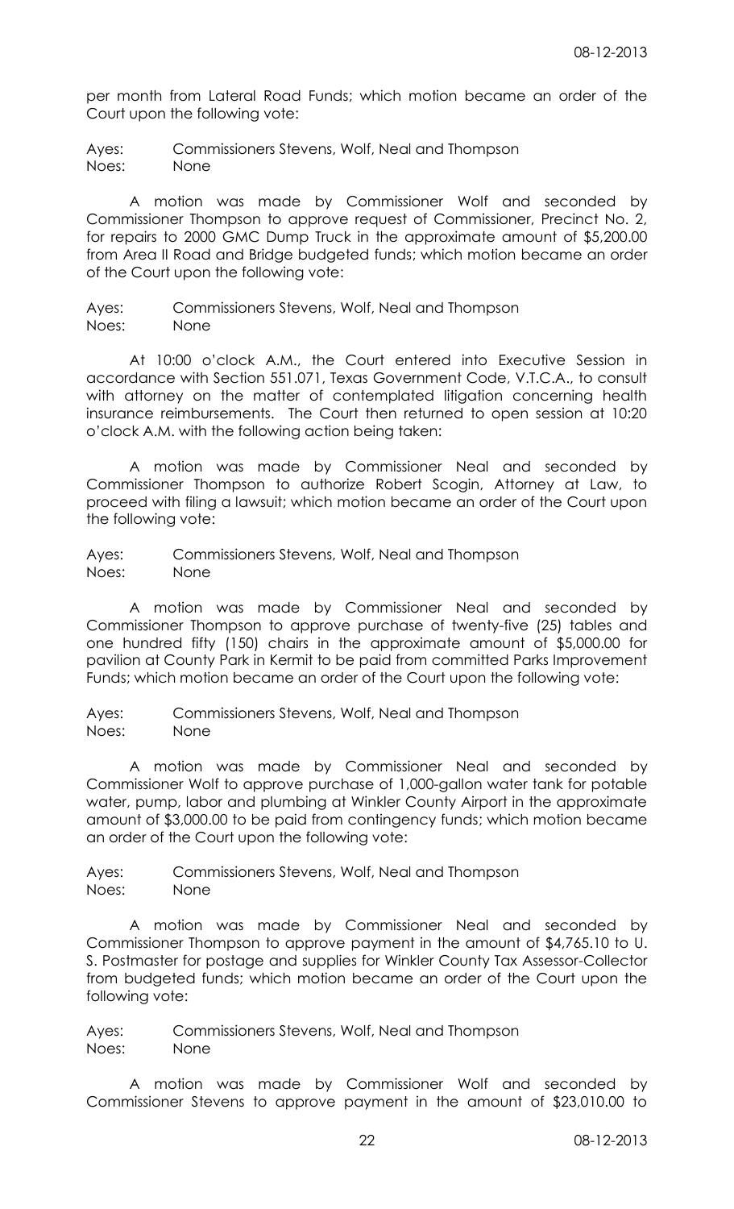per month from Lateral Road Funds; which motion became an order of the Court upon the following vote:

Ayes: Commissioners Stevens, Wolf, Neal and Thompson
Noes: None

A motion was made by Commissioner Wolf and seconded by Commissioner Thompson to approve request of Commissioner, Precinct No. 2, for repairs to 2000 GMC Dump Truck in the approximate amount of $5,200.00 from Area II Road and Bridge budgeted funds; which motion became an order of the Court upon the following vote:

Ayes: Commissioners Stevens, Wolf, Neal and Thompson
Noes: None

At 10:00 o'clock A.M., the Court entered into Executive Session in accordance with Section 551.071, Texas Government Code, V.T.C.A., to consult with attorney on the matter of contemplated litigation concerning health insurance reimbursements. The Court then returned to open session at 10:20 o'clock A.M. with the following action being taken:

A motion was made by Commissioner Neal and seconded by Commissioner Thompson to authorize Robert Scogin, Attorney at Law, to proceed with filing a lawsuit; which motion became an order of the Court upon the following vote:

Ayes: Commissioners Stevens, Wolf, Neal and Thompson
Noes: None

A motion was made by Commissioner Neal and seconded by Commissioner Thompson to approve purchase of twenty-five (25) tables and one hundred fifty (150) chairs in the approximate amount of $5,000.00 for pavilion at County Park in Kermit to be paid from committed Parks Improvement Funds; which motion became an order of the Court upon the following vote:

Ayes: Commissioners Stevens, Wolf, Neal and Thompson
Noes: None

A motion was made by Commissioner Neal and seconded by Commissioner Wolf to approve purchase of 1,000-gallon water tank for potable water, pump, labor and plumbing at Winkler County Airport in the approximate amount of $3,000.00 to be paid from contingency funds; which motion became an order of the Court upon the following vote:

Ayes: Commissioners Stevens, Wolf, Neal and Thompson
Noes: None

A motion was made by Commissioner Neal and seconded by Commissioner Thompson to approve payment in the amount of $4,765.10 to U. S. Postmaster for postage and supplies for Winkler County Tax Assessor-Collector from budgeted funds; which motion became an order of the Court upon the following vote:

Ayes: Commissioners Stevens, Wolf, Neal and Thompson
Noes: None

A motion was made by Commissioner Wolf and seconded by Commissioner Stevens to approve payment in the amount of $23,010.00 to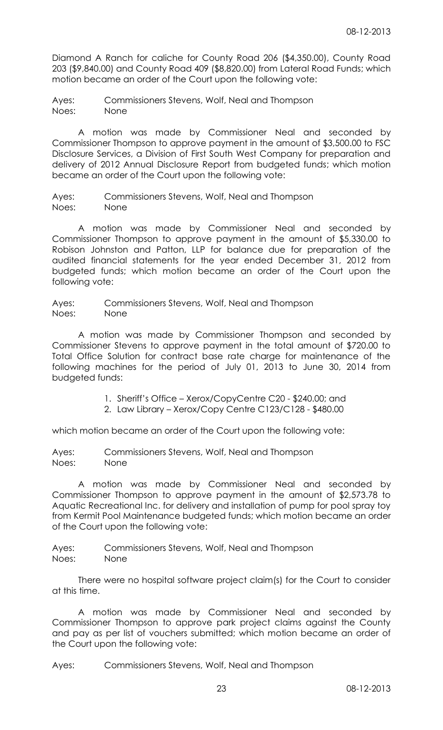Diamond A Ranch for caliche for County Road 206 ($4,350.00), County Road 203 ($9,840.00) and County Road 409 ($8,820.00) from Lateral Road Funds; which motion became an order of the Court upon the following vote:

Ayes: Commissioners Stevens, Wolf, Neal and Thompson
Noes: None

A motion was made by Commissioner Neal and seconded by Commissioner Thompson to approve payment in the amount of $3,500.00 to FSC Disclosure Services, a Division of First South West Company for preparation and delivery of 2012 Annual Disclosure Report from budgeted funds; which motion became an order of the Court upon the following vote:

Ayes: Commissioners Stevens, Wolf, Neal and Thompson
Noes: None

A motion was made by Commissioner Neal and seconded by Commissioner Thompson to approve payment in the amount of $5,330.00 to Robison Johnston and Patton, LLP for balance due for preparation of the audited financial statements for the year ended December 31, 2012 from budgeted funds; which motion became an order of the Court upon the following vote:

Ayes: Commissioners Stevens, Wolf, Neal and Thompson
Noes: None

A motion was made by Commissioner Thompson and seconded by Commissioner Stevens to approve payment in the total amount of $720.00 to Total Office Solution for contract base rate charge for maintenance of the following machines for the period of July 01, 2013 to June 30, 2014 from budgeted funds:

1. Sheriff's Office – Xerox/CopyCentre C20 - $240.00; and
2. Law Library – Xerox/Copy Centre C123/C128 - $480.00

which motion became an order of the Court upon the following vote:

Ayes: Commissioners Stevens, Wolf, Neal and Thompson
Noes: None

A motion was made by Commissioner Neal and seconded by Commissioner Thompson to approve payment in the amount of $2,573.78 to Aquatic Recreational Inc. for delivery and installation of pump for pool spray toy from Kermit Pool Maintenance budgeted funds; which motion became an order of the Court upon the following vote:

Ayes: Commissioners Stevens, Wolf, Neal and Thompson
Noes: None

There were no hospital software project claim(s) for the Court to consider at this time.

A motion was made by Commissioner Neal and seconded by Commissioner Thompson to approve park project claims against the County and pay as per list of vouchers submitted; which motion became an order of the Court upon the following vote:

Ayes: Commissioners Stevens, Wolf, Neal and Thompson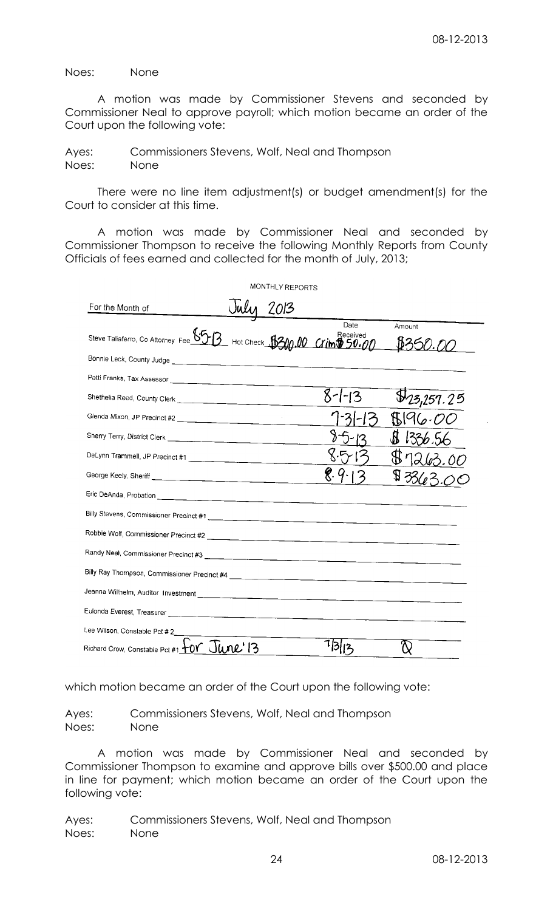Noes: None

A motion was made by Commissioner Stevens and seconded by Commissioner Neal to approve payroll; which motion became an order of the Court upon the following vote:

Ayes: Commissioners Stevens, Wolf, Neal and Thompson
Noes: None

There were no line item adjustment(s) or budget amendment(s) for the Court to consider at this time.

A motion was made by Commissioner Neal and seconded by Commissioner Thompson to receive the following Monthly Reports from County Officials of fees earned and collected for the month of July, 2013;

MONTHLY REPORTS

| For the Month of July 2013 | Date Received | Amount |
|---|---|---|
| Steve Taliaferro, Co Attorney Fee 8-5-13 Hot Check $300.00 Crim $50.00 | | $350.00 |
| Bonnie Leck, County Judge | | |
| Patti Franks, Tax Assessor | | |
| Shethelia Reed, County Clerk | 8-1-13 | $23,257.25 |
| Glenda Mixon, JP Precinct #2 | 7-31-13 | $196.00 |
| Sherry Terry, District Clerk | 8-5-13 | $1336.56 |
| DeLynn Trammell, JP Precinct #1 | 8-5-13 | $7263.00 |
| George Keely, Sheriff | 8-9-13 | $3363.00 |
| Eric DeAnda, Probation | | |
| Billy Stevens, Commissioner Precinct #1 | | |
| Robbie Wolf, Commissioner Precinct #2 | | |
| Randy Neal, Commissioner Precinct #3 | | |
| Billy Ray Thompson, Commissioner Precinct #4 | | |
| Jeanna Wilhelm, Auditor Investment | | |
| Eulonda Everest, Treasurer | | |
| Lee Wilson, Constable Pct # 2 | | |
| Richard Crow, Constable Pct #1 for June '13 | 7/3/13 | 0 |

which motion became an order of the Court upon the following vote:

Ayes: Commissioners Stevens, Wolf, Neal and Thompson
Noes: None

A motion was made by Commissioner Neal and seconded by Commissioner Thompson to examine and approve bills over $500.00 and place in line for payment; which motion became an order of the Court upon the following vote:

Ayes: Commissioners Stevens, Wolf, Neal and Thompson
Noes: None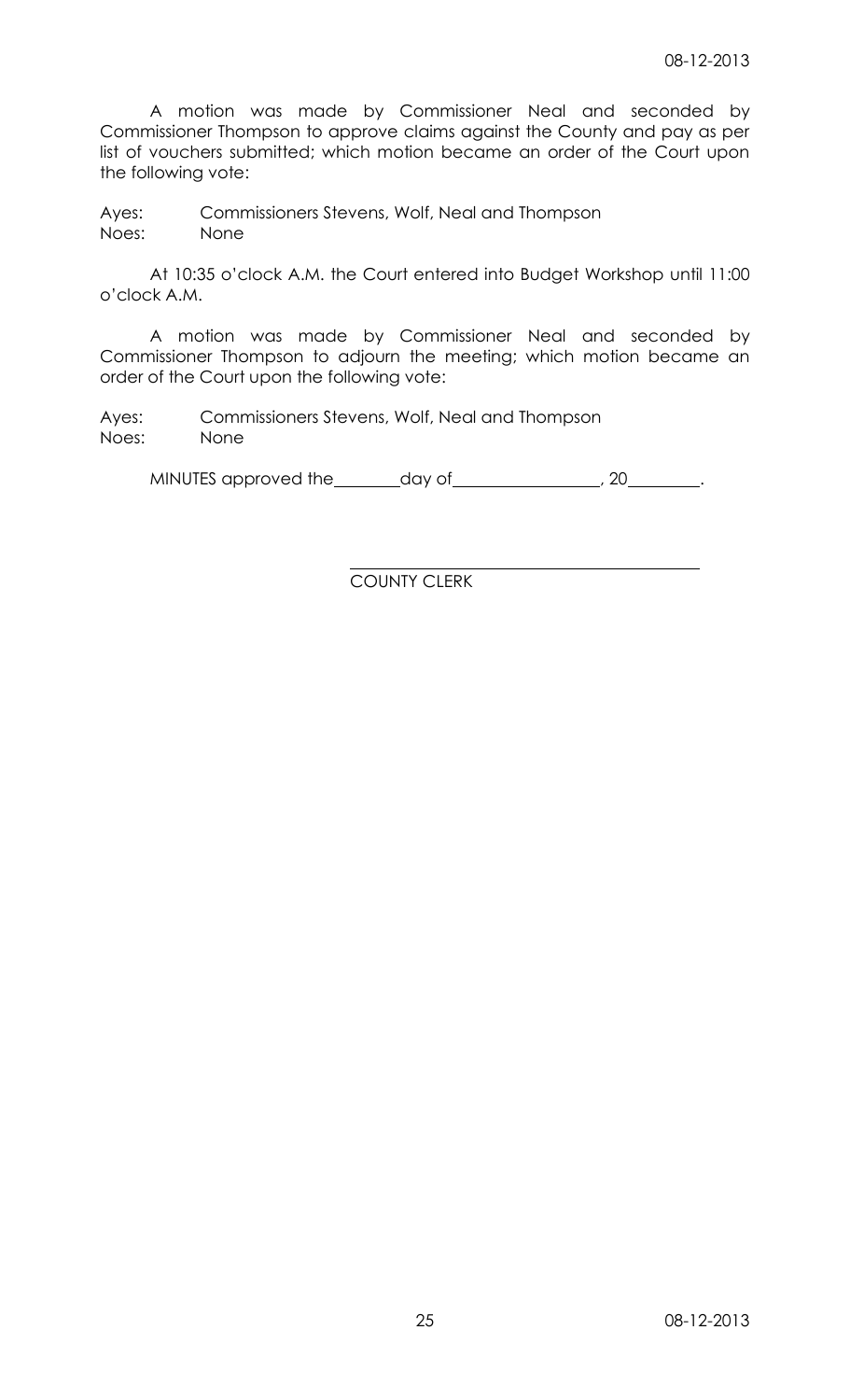A motion was made by Commissioner Neal and seconded by Commissioner Thompson to approve claims against the County and pay as per list of vouchers submitted; which motion became an order of the Court upon the following vote:

Ayes: Commissioners Stevens, Wolf, Neal and Thompson
Noes: None

At 10:35 o'clock A.M. the Court entered into Budget Workshop until 11:00 o'clock A.M.

A motion was made by Commissioner Neal and seconded by Commissioner Thompson to adjourn the meeting; which motion became an order of the Court upon the following vote:

Ayes: Commissioners Stevens, Wolf, Neal and Thompson
Noes: None

MINUTES approved the________day of__________________, 20_________.

_____________________________________________
COUNTY CLERK